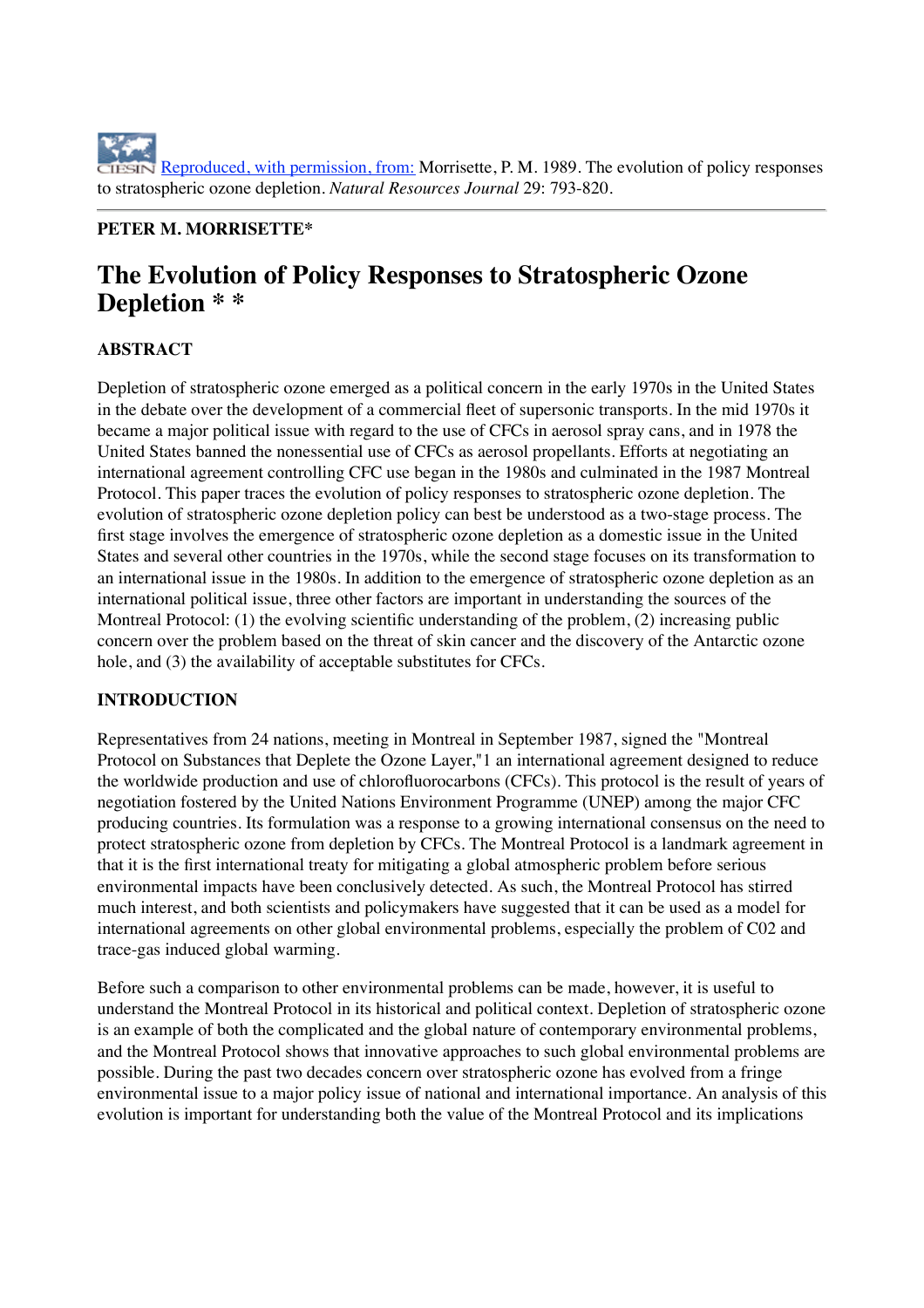Reproduced, with permission, from: Morrisette, P. M. 1989. The evolution of policy responses to stratospheric ozone depletion. *Natural Resources Journal* 29: 793-820.

---

**PETER M. MORRISETTE***

# The Evolution of Policy Responses to Stratospheric Ozone Depletion * *

## ABSTRACT

Depletion of stratospheric ozone emerged as a political concern in the early 1970s in the United States in the debate over the development of a commercial fleet of supersonic transports. In the mid 1970s it became a major political issue with regard to the use of CFCs in aerosol spray cans, and in 1978 the United States banned the nonessential use of CFCs as aerosol propellants. Efforts at negotiating an international agreement controlling CFC use began in the 1980s and culminated in the 1987 Montreal Protocol. This paper traces the evolution of policy responses to stratospheric ozone depletion. The evolution of stratospheric ozone depletion policy can best be understood as a two-stage process. The first stage involves the emergence of stratospheric ozone depletion as a domestic issue in the United States and several other countries in the 1970s, while the second stage focuses on its transformation to an international issue in the 1980s. In addition to the emergence of stratospheric ozone depletion as an international political issue, three other factors are important in understanding the sources of the Montreal Protocol: (1) the evolving scientific understanding of the problem, (2) increasing public concern over the problem based on the threat of skin cancer and the discovery of the Antarctic ozone hole, and (3) the availability of acceptable substitutes for CFCs.

## INTRODUCTION

Representatives from 24 nations, meeting in Montreal in September 1987, signed the "Montreal Protocol on Substances that Deplete the Ozone Layer,"1 an international agreement designed to reduce the worldwide production and use of chlorofluorocarbons (CFCs). This protocol is the result of years of negotiation fostered by the United Nations Environment Programme (UNEP) among the major CFC producing countries. Its formulation was a response to a growing international consensus on the need to protect stratospheric ozone from depletion by CFCs. The Montreal Protocol is a landmark agreement in that it is the first international treaty for mitigating a global atmospheric problem before serious environmental impacts have been conclusively detected. As such, the Montreal Protocol has stirred much interest, and both scientists and policymakers have suggested that it can be used as a model for international agreements on other global environmental problems, especially the problem of $CO_2$ and trace-gas induced global warming.

Before such a comparison to other environmental problems can be made, however, it is useful to understand the Montreal Protocol in its historical and political context. Depletion of stratospheric ozone is an example of both the complicated and the global nature of contemporary environmental problems, and the Montreal Protocol shows that innovative approaches to such global environmental problems are possible. During the past two decades concern over stratospheric ozone has evolved from a fringe environmental issue to a major policy issue of national and international importance. An analysis of this evolution is important for understanding both the value of the Montreal Protocol and its implications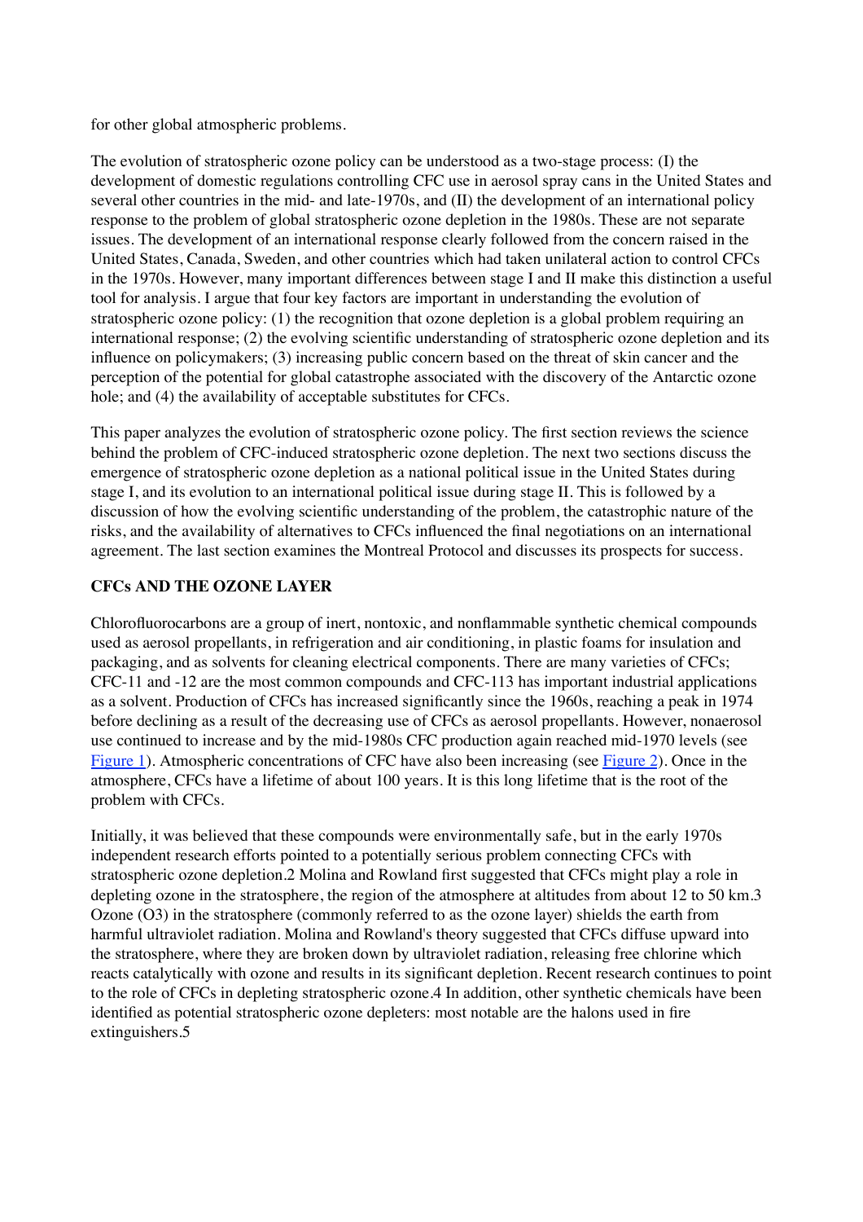for other global atmospheric problems.

The evolution of stratospheric ozone policy can be understood as a two-stage process: (I) the development of domestic regulations controlling CFC use in aerosol spray cans in the United States and several other countries in the mid- and late-1970s, and (II) the development of an international policy response to the problem of global stratospheric ozone depletion in the 1980s. These are not separate issues. The development of an international response clearly followed from the concern raised in the United States, Canada, Sweden, and other countries which had taken unilateral action to control CFCs in the 1970s. However, many important differences between stage I and II make this distinction a useful tool for analysis. I argue that four key factors are important in understanding the evolution of stratospheric ozone policy: (1) the recognition that ozone depletion is a global problem requiring an international response; (2) the evolving scientific understanding of stratospheric ozone depletion and its influence on policymakers; (3) increasing public concern based on the threat of skin cancer and the perception of the potential for global catastrophe associated with the discovery of the Antarctic ozone hole; and (4) the availability of acceptable substitutes for CFCs.

This paper analyzes the evolution of stratospheric ozone policy. The first section reviews the science behind the problem of CFC-induced stratospheric ozone depletion. The next two sections discuss the emergence of stratospheric ozone depletion as a national political issue in the United States during stage I, and its evolution to an international political issue during stage II. This is followed by a discussion of how the evolving scientific understanding of the problem, the catastrophic nature of the risks, and the availability of alternatives to CFCs influenced the final negotiations on an international agreement. The last section examines the Montreal Protocol and discusses its prospects for success.

## CFCs AND THE OZONE LAYER

Chlorofluorocarbons are a group of inert, nontoxic, and nonflammable synthetic chemical compounds used as aerosol propellants, in refrigeration and air conditioning, in plastic foams for insulation and packaging, and as solvents for cleaning electrical components. There are many varieties of CFCs; CFC-11 and -12 are the most common compounds and CFC-113 has important industrial applications as a solvent. Production of CFCs has increased significantly since the 1960s, reaching a peak in 1974 before declining as a result of the decreasing use of CFCs as aerosol propellants. However, nonaerosol use continued to increase and by the mid-1980s CFC production again reached mid-1970 levels (see Figure 1). Atmospheric concentrations of CFC have also been increasing (see Figure 2). Once in the atmosphere, CFCs have a lifetime of about 100 years. It is this long lifetime that is the root of the problem with CFCs.

Initially, it was believed that these compounds were environmentally safe, but in the early 1970s independent research efforts pointed to a potentially serious problem connecting CFCs with stratospheric ozone depletion.[2] Molina and Rowland first suggested that CFCs might play a role in depleting ozone in the stratosphere, the region of the atmosphere at altitudes from about 12 to 50 km.[3] Ozone ($O_3$) in the stratosphere (commonly referred to as the ozone layer) shields the earth from harmful ultraviolet radiation. Molina and Rowland's theory suggested that CFCs diffuse upward into the stratosphere, where they are broken down by ultraviolet radiation, releasing free chlorine which reacts catalytically with ozone and results in its significant depletion. Recent research continues to point to the role of CFCs in depleting stratospheric ozone.[4] In addition, other synthetic chemicals have been identified as potential stratospheric ozone depleters: most notable are the halons used in fire extinguishers.[5]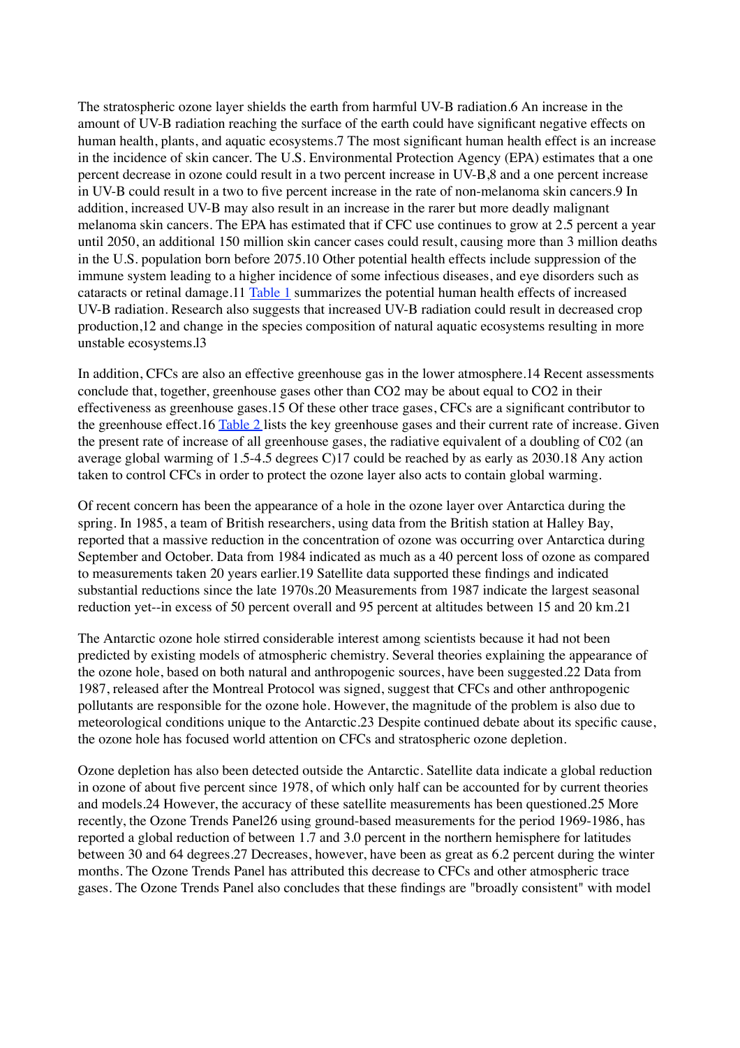The stratospheric ozone layer shields the earth from harmful UV-B radiation.[6] An increase in the amount of UV-B radiation reaching the surface of the earth could have significant negative effects on human health, plants, and aquatic ecosystems.[7] The most significant human health effect is an increase in the incidence of skin cancer. The U.S. Environmental Protection Agency (EPA) estimates that a one percent decrease in ozone could result in a two percent increase in UV-B,[8] and a one percent increase in UV-B could result in a two to five percent increase in the rate of non-melanoma skin cancers.[9] In addition, increased UV-B may also result in an increase in the rarer but more deadly malignant melanoma skin cancers. The EPA has estimated that if CFC use continues to grow at 2.5 percent a year until 2050, an additional 150 million skin cancer cases could result, causing more than 3 million deaths in the U.S. population born before 2075.[10] Other potential health effects include suppression of the immune system leading to a higher incidence of some infectious diseases, and eye disorders such as cataracts or retinal damage.[11] Table 1 summarizes the potential human health effects of increased UV-B radiation. Research also suggests that increased UV-B radiation could result in decreased crop production,[12] and change in the species composition of natural aquatic ecosystems resulting in more unstable ecosystems.[13]

In addition, CFCs are also an effective greenhouse gas in the lower atmosphere.[14] Recent assessments conclude that, together, greenhouse gases other than $CO_2$ may be about equal to $CO_2$ in their effectiveness as greenhouse gases.[15] Of these other trace gases, CFCs are a significant contributor to the greenhouse effect.[16] Table 2 lists the key greenhouse gases and their current rate of increase. Given the present rate of increase of all greenhouse gases, the radiative equivalent of a doubling of $CO_2$ (an average global warming of 1.5-4.5 degrees C)[17] could be reached by as early as 2030.[18] Any action taken to control CFCs in order to protect the ozone layer also acts to contain global warming.

Of recent concern has been the appearance of a hole in the ozone layer over Antarctica during the spring. In 1985, a team of British researchers, using data from the British station at Halley Bay, reported that a massive reduction in the concentration of ozone was occurring over Antarctica during September and October. Data from 1984 indicated as much as a 40 percent loss of ozone as compared to measurements taken 20 years earlier.[19] Satellite data supported these findings and indicated substantial reductions since the late 1970s.[20] Measurements from 1987 indicate the largest seasonal reduction yet--in excess of 50 percent overall and 95 percent at altitudes between 15 and 20 km.[21]

The Antarctic ozone hole stirred considerable interest among scientists because it had not been predicted by existing models of atmospheric chemistry. Several theories explaining the appearance of the ozone hole, based on both natural and anthropogenic sources, have been suggested.[22] Data from 1987, released after the Montreal Protocol was signed, suggest that CFCs and other anthropogenic pollutants are responsible for the ozone hole. However, the magnitude of the problem is also due to meteorological conditions unique to the Antarctic.[23] Despite continued debate about its specific cause, the ozone hole has focused world attention on CFCs and stratospheric ozone depletion.

Ozone depletion has also been detected outside the Antarctic. Satellite data indicate a global reduction in ozone of about five percent since 1978, of which only half can be accounted for by current theories and models.[24] However, the accuracy of these satellite measurements has been questioned.[25] More recently, the Ozone Trends Panel[26] using ground-based measurements for the period 1969-1986, has reported a global reduction of between 1.7 and 3.0 percent in the northern hemisphere for latitudes between 30 and 64 degrees.[27] Decreases, however, have been as great as 6.2 percent during the winter months. The Ozone Trends Panel has attributed this decrease to CFCs and other atmospheric trace gases. The Ozone Trends Panel also concludes that these findings are "broadly consistent" with model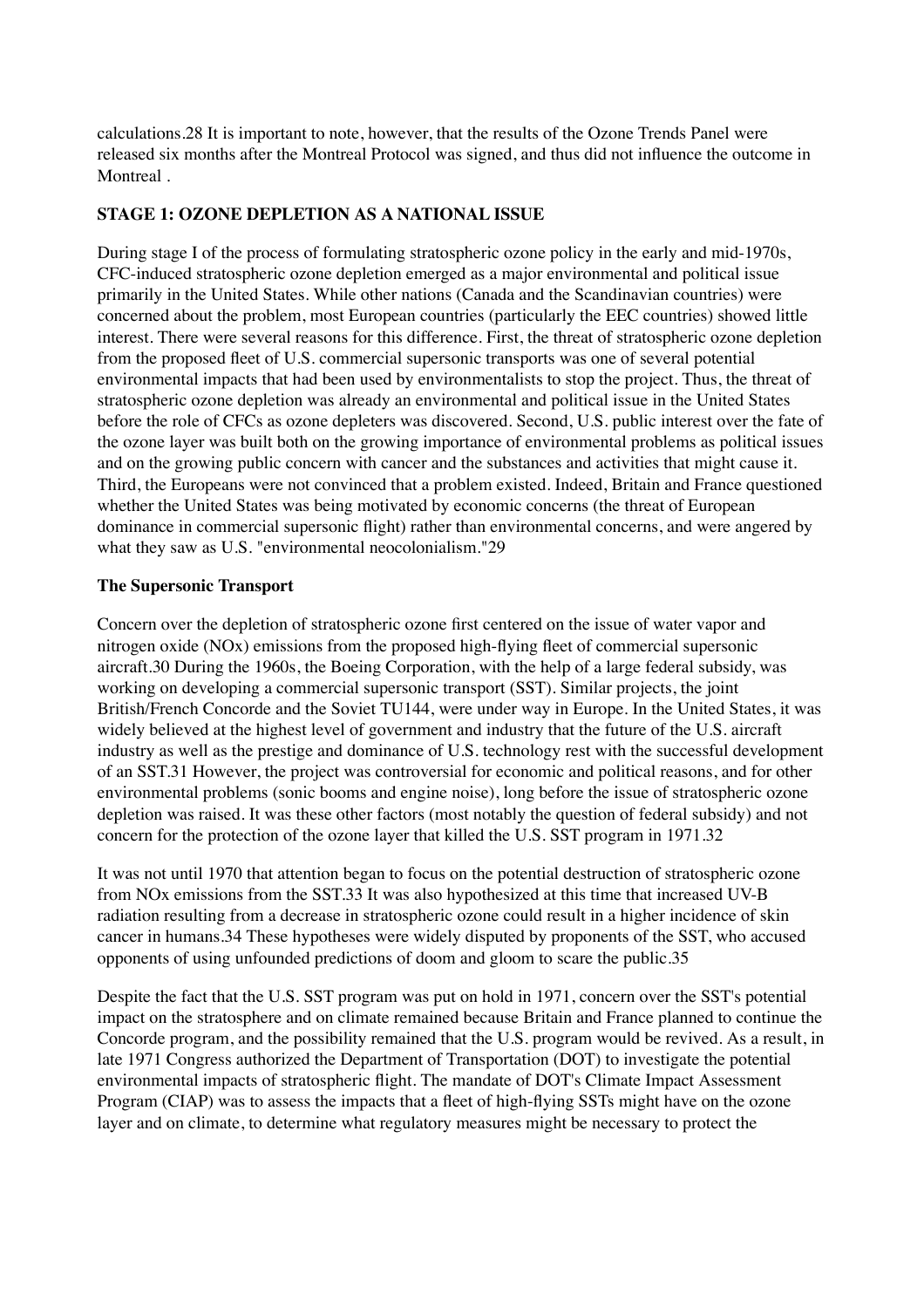calculations.[28] It is important to note, however, that the results of the Ozone Trends Panel were released six months after the Montreal Protocol was signed, and thus did not influence the outcome in Montreal .

## STAGE 1: OZONE DEPLETION AS A NATIONAL ISSUE

During stage I of the process of formulating stratospheric ozone policy in the early and mid-1970s, CFC-induced stratospheric ozone depletion emerged as a major environmental and political issue primarily in the United States. While other nations (Canada and the Scandinavian countries) were concerned about the problem, most European countries (particularly the EEC countries) showed little interest. There were several reasons for this difference. First, the threat of stratospheric ozone depletion from the proposed fleet of U.S. commercial supersonic transports was one of several potential environmental impacts that had been used by environmentalists to stop the project. Thus, the threat of stratospheric ozone depletion was already an environmental and political issue in the United States before the role of CFCs as ozone depleters was discovered. Second, U.S. public interest over the fate of the ozone layer was built both on the growing importance of environmental problems as political issues and on the growing public concern with cancer and the substances and activities that might cause it. Third, the Europeans were not convinced that a problem existed. Indeed, Britain and France questioned whether the United States was being motivated by economic concerns (the threat of European dominance in commercial supersonic flight) rather than environmental concerns, and were angered by what they saw as U.S. "environmental neocolonialism."[29]

### The Supersonic Transport

Concern over the depletion of stratospheric ozone first centered on the issue of water vapor and nitrogen oxide (NOx) emissions from the proposed high-flying fleet of commercial supersonic aircraft.[30] During the 1960s, the Boeing Corporation, with the help of a large federal subsidy, was working on developing a commercial supersonic transport (SST). Similar projects, the joint British/French Concorde and the Soviet TU144, were under way in Europe. In the United States, it was widely believed at the highest level of government and industry that the future of the U.S. aircraft industry as well as the prestige and dominance of U.S. technology rest with the successful development of an SST.[31] However, the project was controversial for economic and political reasons, and for other environmental problems (sonic booms and engine noise), long before the issue of stratospheric ozone depletion was raised. It was these other factors (most notably the question of federal subsidy) and not concern for the protection of the ozone layer that killed the U.S. SST program in 1971.[32]

It was not until 1970 that attention began to focus on the potential destruction of stratospheric ozone from NOx emissions from the SST.[33] It was also hypothesized at this time that increased UV-B radiation resulting from a decrease in stratospheric ozone could result in a higher incidence of skin cancer in humans.[34] These hypotheses were widely disputed by proponents of the SST, who accused opponents of using unfounded predictions of doom and gloom to scare the public.[35]

Despite the fact that the U.S. SST program was put on hold in 1971, concern over the SST's potential impact on the stratosphere and on climate remained because Britain and France planned to continue the Concorde program, and the possibility remained that the U.S. program would be revived. As a result, in late 1971 Congress authorized the Department of Transportation (DOT) to investigate the potential environmental impacts of stratospheric flight. The mandate of DOT's Climate Impact Assessment Program (CIAP) was to assess the impacts that a fleet of high-flying SSTs might have on the ozone layer and on climate, to determine what regulatory measures might be necessary to protect the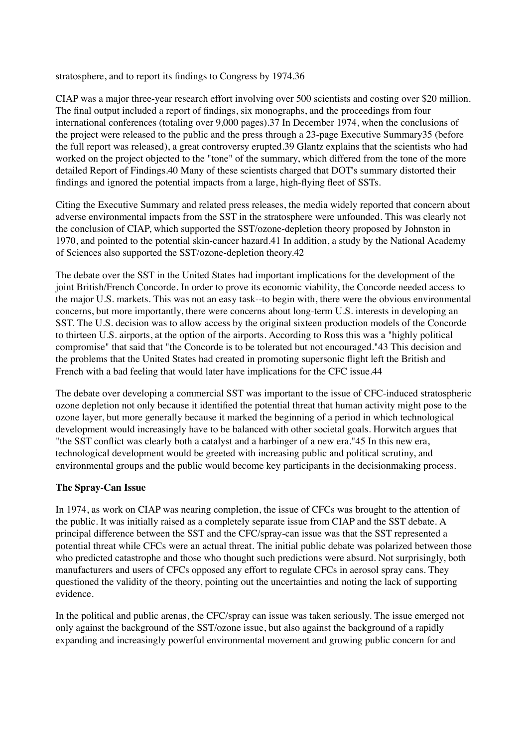stratosphere, and to report its findings to Congress by 1974.[36]

CIAP was a major three-year research effort involving over 500 scientists and costing over $20 million. The final output included a report of findings, six monographs, and the proceedings from four international conferences (totaling over 9,000 pages).[37] In December 1974, when the conclusions of the project were released to the public and the press through a 23-page Executive Summary[35] (before the full report was released), a great controversy erupted.[39] Glantz explains that the scientists who had worked on the project objected to the "tone" of the summary, which differed from the tone of the more detailed Report of Findings.[40] Many of these scientists charged that DOT's summary distorted their findings and ignored the potential impacts from a large, high-flying fleet of SSTs.

Citing the Executive Summary and related press releases, the media widely reported that concern about adverse environmental impacts from the SST in the stratosphere were unfounded. This was clearly not the conclusion of CIAP, which supported the SST/ozone-depletion theory proposed by Johnston in 1970, and pointed to the potential skin-cancer hazard.[41] In addition, a study by the National Academy of Sciences also supported the SST/ozone-depletion theory.[42]

The debate over the SST in the United States had important implications for the development of the joint British/French Concorde. In order to prove its economic viability, the Concorde needed access to the major U.S. markets. This was not an easy task--to begin with, there were the obvious environmental concerns, but more importantly, there were concerns about long-term U.S. interests in developing an SST. The U.S. decision was to allow access by the original sixteen production models of the Concorde to thirteen U.S. airports, at the option of the airports. According to Ross this was a "highly political compromise" that said that "the Concorde is to be tolerated but not encouraged."[43] This decision and the problems that the United States had created in promoting supersonic flight left the British and French with a bad feeling that would later have implications for the CFC issue.[44]

The debate over developing a commercial SST was important to the issue of CFC-induced stratospheric ozone depletion not only because it identified the potential threat that human activity might pose to the ozone layer, but more generally because it marked the beginning of a period in which technological development would increasingly have to be balanced with other societal goals. Horwitch argues that "the SST conflict was clearly both a catalyst and a harbinger of a new era."[45] In this new era, technological development would be greeted with increasing public and political scrutiny, and environmental groups and the public would become key participants in the decisionmaking process.

**The Spray-Can Issue**

In 1974, as work on CIAP was nearing completion, the issue of CFCs was brought to the attention of the public. It was initially raised as a completely separate issue from CIAP and the SST debate. A principal difference between the SST and the CFC/spray-can issue was that the SST represented a potential threat while CFCs were an actual threat. The initial public debate was polarized between those who predicted catastrophe and those who thought such predictions were absurd. Not surprisingly, both manufacturers and users of CFCs opposed any effort to regulate CFCs in aerosol spray cans. They questioned the validity of the theory, pointing out the uncertainties and noting the lack of supporting evidence.

In the political and public arenas, the CFC/spray can issue was taken seriously. The issue emerged not only against the background of the SST/ozone issue, but also against the background of a rapidly expanding and increasingly powerful environmental movement and growing public concern for and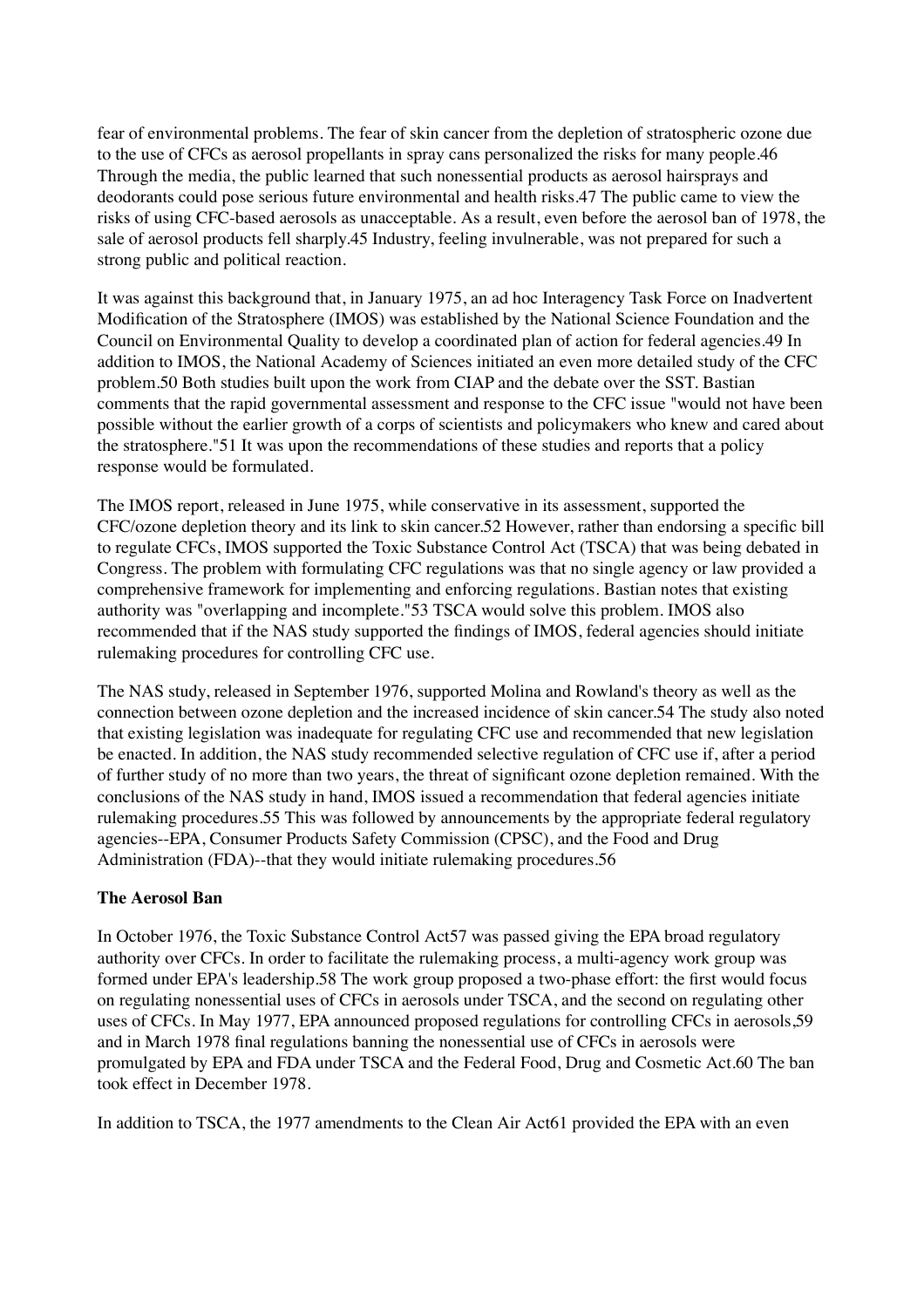fear of environmental problems. The fear of skin cancer from the depletion of stratospheric ozone due to the use of CFCs as aerosol propellants in spray cans personalized the risks for many people.[46] Through the media, the public learned that such nonessential products as aerosol hairsprays and deodorants could pose serious future environmental and health risks.[47] The public came to view the risks of using CFC-based aerosols as unacceptable. As a result, even before the aerosol ban of 1978, the sale of aerosol products fell sharply.[45] Industry, feeling invulnerable, was not prepared for such a strong public and political reaction.

It was against this background that, in January 1975, an ad hoc Interagency Task Force on Inadvertent Modification of the Stratosphere (IMOS) was established by the National Science Foundation and the Council on Environmental Quality to develop a coordinated plan of action for federal agencies.[49] In addition to IMOS, the National Academy of Sciences initiated an even more detailed study of the CFC problem.[50] Both studies built upon the work from CIAP and the debate over the SST. Bastian comments that the rapid governmental assessment and response to the CFC issue "would not have been possible without the earlier growth of a corps of scientists and policymakers who knew and cared about the stratosphere."[51] It was upon the recommendations of these studies and reports that a policy response would be formulated.

The IMOS report, released in June 1975, while conservative in its assessment, supported the CFC/ozone depletion theory and its link to skin cancer.[52] However, rather than endorsing a specific bill to regulate CFCs, IMOS supported the Toxic Substance Control Act (TSCA) that was being debated in Congress. The problem with formulating CFC regulations was that no single agency or law provided a comprehensive framework for implementing and enforcing regulations. Bastian notes that existing authority was "overlapping and incomplete."[53] TSCA would solve this problem. IMOS also recommended that if the NAS study supported the findings of IMOS, federal agencies should initiate rulemaking procedures for controlling CFC use.

The NAS study, released in September 1976, supported Molina and Rowland's theory as well as the connection between ozone depletion and the increased incidence of skin cancer.[54] The study also noted that existing legislation was inadequate for regulating CFC use and recommended that new legislation be enacted. In addition, the NAS study recommended selective regulation of CFC use if, after a period of further study of no more than two years, the threat of significant ozone depletion remained. With the conclusions of the NAS study in hand, IMOS issued a recommendation that federal agencies initiate rulemaking procedures.[55] This was followed by announcements by the appropriate federal regulatory agencies--EPA, Consumer Products Safety Commission (CPSC), and the Food and Drug Administration (FDA)--that they would initiate rulemaking procedures.[56]

**The Aerosol Ban**

In October 1976, the Toxic Substance Control Act[57] was passed giving the EPA broad regulatory authority over CFCs. In order to facilitate the rulemaking process, a multi-agency work group was formed under EPA's leadership.[58] The work group proposed a two-phase effort: the first would focus on regulating nonessential uses of CFCs in aerosols under TSCA, and the second on regulating other uses of CFCs. In May 1977, EPA announced proposed regulations for controlling CFCs in aerosols,[59] and in March 1978 final regulations banning the nonessential use of CFCs in aerosols were promulgated by EPA and FDA under TSCA and the Federal Food, Drug and Cosmetic Act.[60] The ban took effect in December 1978.

In addition to TSCA, the 1977 amendments to the Clean Air Act[61] provided the EPA with an even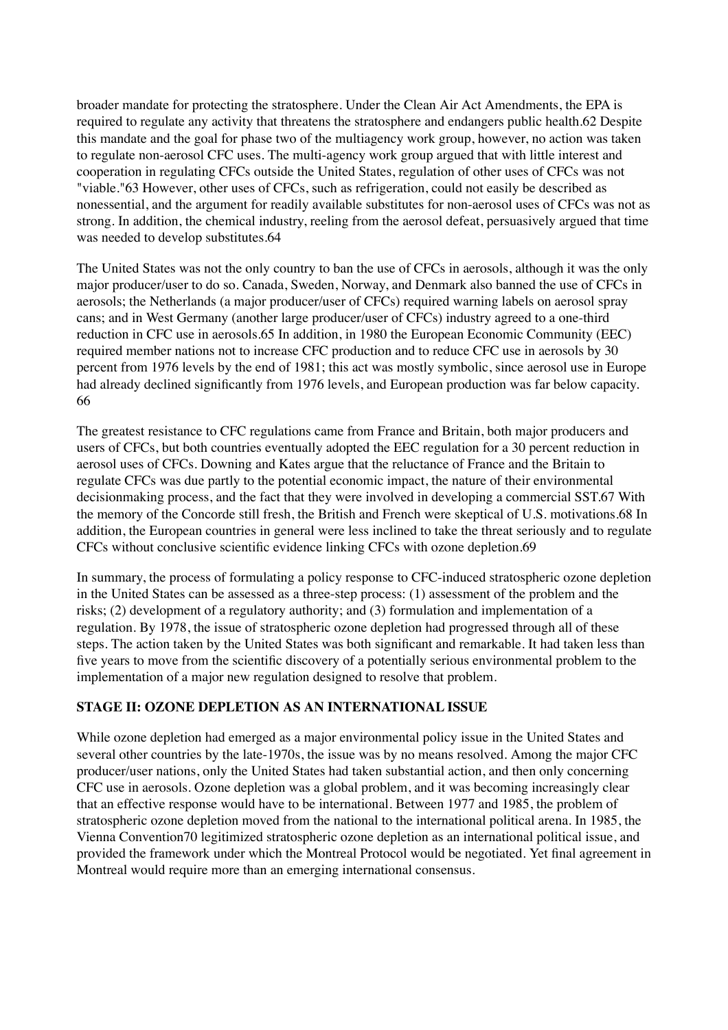broader mandate for protecting the stratosphere. Under the Clean Air Act Amendments, the EPA is required to regulate any activity that threatens the stratosphere and endangers public health.62 Despite this mandate and the goal for phase two of the multiagency work group, however, no action was taken to regulate non-aerosol CFC uses. The multi-agency work group argued that with little interest and cooperation in regulating CFCs outside the United States, regulation of other uses of CFCs was not "viable."63 However, other uses of CFCs, such as refrigeration, could not easily be described as nonessential, and the argument for readily available substitutes for non-aerosol uses of CFCs was not as strong. In addition, the chemical industry, reeling from the aerosol defeat, persuasively argued that time was needed to develop substitutes.64

The United States was not the only country to ban the use of CFCs in aerosols, although it was the only major producer/user to do so. Canada, Sweden, Norway, and Denmark also banned the use of CFCs in aerosols; the Netherlands (a major producer/user of CFCs) required warning labels on aerosol spray cans; and in West Germany (another large producer/user of CFCs) industry agreed to a one-third reduction in CFC use in aerosols.65 In addition, in 1980 the European Economic Community (EEC) required member nations not to increase CFC production and to reduce CFC use in aerosols by 30 percent from 1976 levels by the end of 1981; this act was mostly symbolic, since aerosol use in Europe had already declined significantly from 1976 levels, and European production was far below capacity. 66

The greatest resistance to CFC regulations came from France and Britain, both major producers and users of CFCs, but both countries eventually adopted the EEC regulation for a 30 percent reduction in aerosol uses of CFCs. Downing and Kates argue that the reluctance of France and the Britain to regulate CFCs was due partly to the potential economic impact, the nature of their environmental decisionmaking process, and the fact that they were involved in developing a commercial SST.67 With the memory of the Concorde still fresh, the British and French were skeptical of U.S. motivations.68 In addition, the European countries in general were less inclined to take the threat seriously and to regulate CFCs without conclusive scientific evidence linking CFCs with ozone depletion.69

In summary, the process of formulating a policy response to CFC-induced stratospheric ozone depletion in the United States can be assessed as a three-step process: (1) assessment of the problem and the risks; (2) development of a regulatory authority; and (3) formulation and implementation of a regulation. By 1978, the issue of stratospheric ozone depletion had progressed through all of these steps. The action taken by the United States was both significant and remarkable. It had taken less than five years to move from the scientific discovery of a potentially serious environmental problem to the implementation of a major new regulation designed to resolve that problem.

## STAGE II: OZONE DEPLETION AS AN INTERNATIONAL ISSUE

While ozone depletion had emerged as a major environmental policy issue in the United States and several other countries by the late-1970s, the issue was by no means resolved. Among the major CFC producer/user nations, only the United States had taken substantial action, and then only concerning CFC use in aerosols. Ozone depletion was a global problem, and it was becoming increasingly clear that an effective response would have to be international. Between 1977 and 1985, the problem of stratospheric ozone depletion moved from the national to the international political arena. In 1985, the Vienna Convention70 legitimized stratospheric ozone depletion as an international political issue, and provided the framework under which the Montreal Protocol would be negotiated. Yet final agreement in Montreal would require more than an emerging international consensus.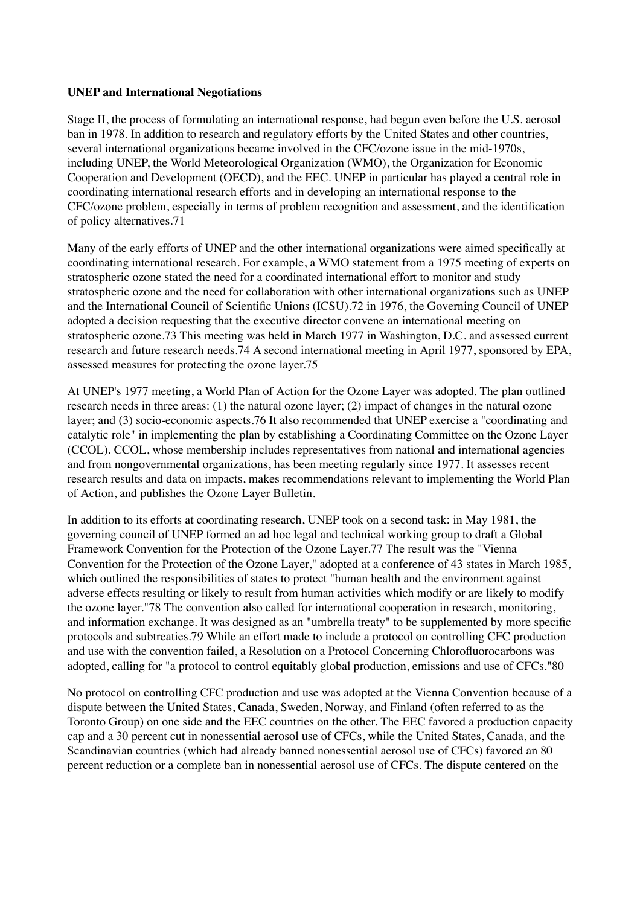**UNEP and International Negotiations**

Stage II, the process of formulating an international response, had begun even before the U.S. aerosol ban in 1978. In addition to research and regulatory efforts by the United States and other countries, several international organizations became involved in the CFC/ozone issue in the mid-1970s, including UNEP, the World Meteorological Organization (WMO), the Organization for Economic Cooperation and Development (OECD), and the EEC. UNEP in particular has played a central role in coordinating international research efforts and in developing an international response to the CFC/ozone problem, especially in terms of problem recognition and assessment, and the identification of policy alternatives.71

Many of the early efforts of UNEP and the other international organizations were aimed specifically at coordinating international research. For example, a WMO statement from a 1975 meeting of experts on stratospheric ozone stated the need for a coordinated international effort to monitor and study stratospheric ozone and the need for collaboration with other international organizations such as UNEP and the International Council of Scientific Unions (ICSU).72 in 1976, the Governing Council of UNEP adopted a decision requesting that the executive director convene an international meeting on stratospheric ozone.73 This meeting was held in March 1977 in Washington, D.C. and assessed current research and future research needs.74 A second international meeting in April 1977, sponsored by EPA, assessed measures for protecting the ozone layer.75

At UNEP's 1977 meeting, a World Plan of Action for the Ozone Layer was adopted. The plan outlined research needs in three areas: (1) the natural ozone layer; (2) impact of changes in the natural ozone layer; and (3) socio-economic aspects.76 It also recommended that UNEP exercise a "coordinating and catalytic role" in implementing the plan by establishing a Coordinating Committee on the Ozone Layer (CCOL). CCOL, whose membership includes representatives from national and international agencies and from nongovernmental organizations, has been meeting regularly since 1977. It assesses recent research results and data on impacts, makes recommendations relevant to implementing the World Plan of Action, and publishes the Ozone Layer Bulletin.

In addition to its efforts at coordinating research, UNEP took on a second task: in May 1981, the governing council of UNEP formed an ad hoc legal and technical working group to draft a Global Framework Convention for the Protection of the Ozone Layer.77 The result was the "Vienna Convention for the Protection of the Ozone Layer," adopted at a conference of 43 states in March 1985, which outlined the responsibilities of states to protect "human health and the environment against adverse effects resulting or likely to result from human activities which modify or are likely to modify the ozone layer."78 The convention also called for international cooperation in research, monitoring, and information exchange. It was designed as an "umbrella treaty" to be supplemented by more specific protocols and subtreaties.79 While an effort made to include a protocol on controlling CFC production and use with the convention failed, a Resolution on a Protocol Concerning Chlorofluorocarbons was adopted, calling for "a protocol to control equitably global production, emissions and use of CFCs."80

No protocol on controlling CFC production and use was adopted at the Vienna Convention because of a dispute between the United States, Canada, Sweden, Norway, and Finland (often referred to as the Toronto Group) on one side and the EEC countries on the other. The EEC favored a production capacity cap and a 30 percent cut in nonessential aerosol use of CFCs, while the United States, Canada, and the Scandinavian countries (which had already banned nonessential aerosol use of CFCs) favored an 80 percent reduction or a complete ban in nonessential aerosol use of CFCs. The dispute centered on the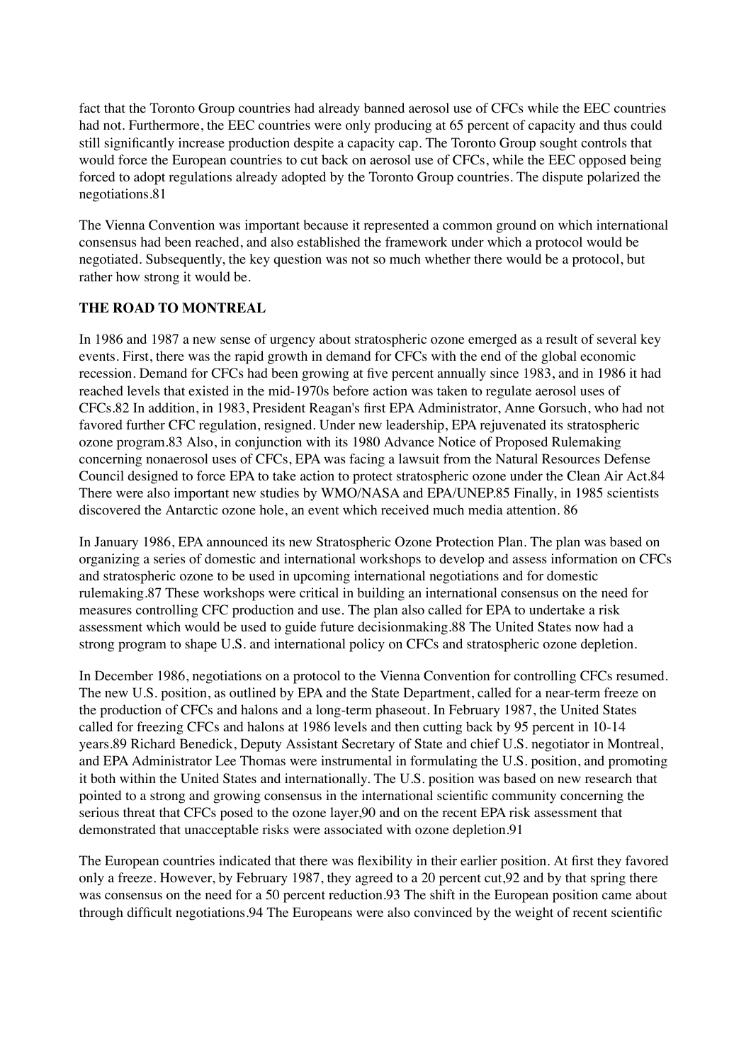fact that the Toronto Group countries had already banned aerosol use of CFCs while the EEC countries had not. Furthermore, the EEC countries were only producing at 65 percent of capacity and thus could still significantly increase production despite a capacity cap. The Toronto Group sought controls that would force the European countries to cut back on aerosol use of CFCs, while the EEC opposed being forced to adopt regulations already adopted by the Toronto Group countries. The dispute polarized the negotiations.[81]

The Vienna Convention was important because it represented a common ground on which international consensus had been reached, and also established the framework under which a protocol would be negotiated. Subsequently, the key question was not so much whether there would be a protocol, but rather how strong it would be.

## THE ROAD TO MONTREAL

In 1986 and 1987 a new sense of urgency about stratospheric ozone emerged as a result of several key events. First, there was the rapid growth in demand for CFCs with the end of the global economic recession. Demand for CFCs had been growing at five percent annually since 1983, and in 1986 it had reached levels that existed in the mid-1970s before action was taken to regulate aerosol uses of CFCs.[82] In addition, in 1983, President Reagan's first EPA Administrator, Anne Gorsuch, who had not favored further CFC regulation, resigned. Under new leadership, EPA rejuvenated its stratospheric ozone program.[83] Also, in conjunction with its 1980 Advance Notice of Proposed Rulemaking concerning nonaerosol uses of CFCs, EPA was facing a lawsuit from the Natural Resources Defense Council designed to force EPA to take action to protect stratospheric ozone under the Clean Air Act.[84] There were also important new studies by WMO/NASA and EPA/UNEP.[85] Finally, in 1985 scientists discovered the Antarctic ozone hole, an event which received much media attention. [86]

In January 1986, EPA announced its new Stratospheric Ozone Protection Plan. The plan was based on organizing a series of domestic and international workshops to develop and assess information on CFCs and stratospheric ozone to be used in upcoming international negotiations and for domestic rulemaking.[87] These workshops were critical in building an international consensus on the need for measures controlling CFC production and use. The plan also called for EPA to undertake a risk assessment which would be used to guide future decisionmaking.[88] The United States now had a strong program to shape U.S. and international policy on CFCs and stratospheric ozone depletion.

In December 1986, negotiations on a protocol to the Vienna Convention for controlling CFCs resumed. The new U.S. position, as outlined by EPA and the State Department, called for a near-term freeze on the production of CFCs and halons and a long-term phaseout. In February 1987, the United States called for freezing CFCs and halons at 1986 levels and then cutting back by 95 percent in 10-14 years.[89] Richard Benedick, Deputy Assistant Secretary of State and chief U.S. negotiator in Montreal, and EPA Administrator Lee Thomas were instrumental in formulating the U.S. position, and promoting it both within the United States and internationally. The U.S. position was based on new research that pointed to a strong and growing consensus in the international scientific community concerning the serious threat that CFCs posed to the ozone layer,[90] and on the recent EPA risk assessment that demonstrated that unacceptable risks were associated with ozone depletion.[91]

The European countries indicated that there was flexibility in their earlier position. At first they favored only a freeze. However, by February 1987, they agreed to a 20 percent cut,[92] and by that spring there was consensus on the need for a 50 percent reduction.[93] The shift in the European position came about through difficult negotiations.[94] The Europeans were also convinced by the weight of recent scientific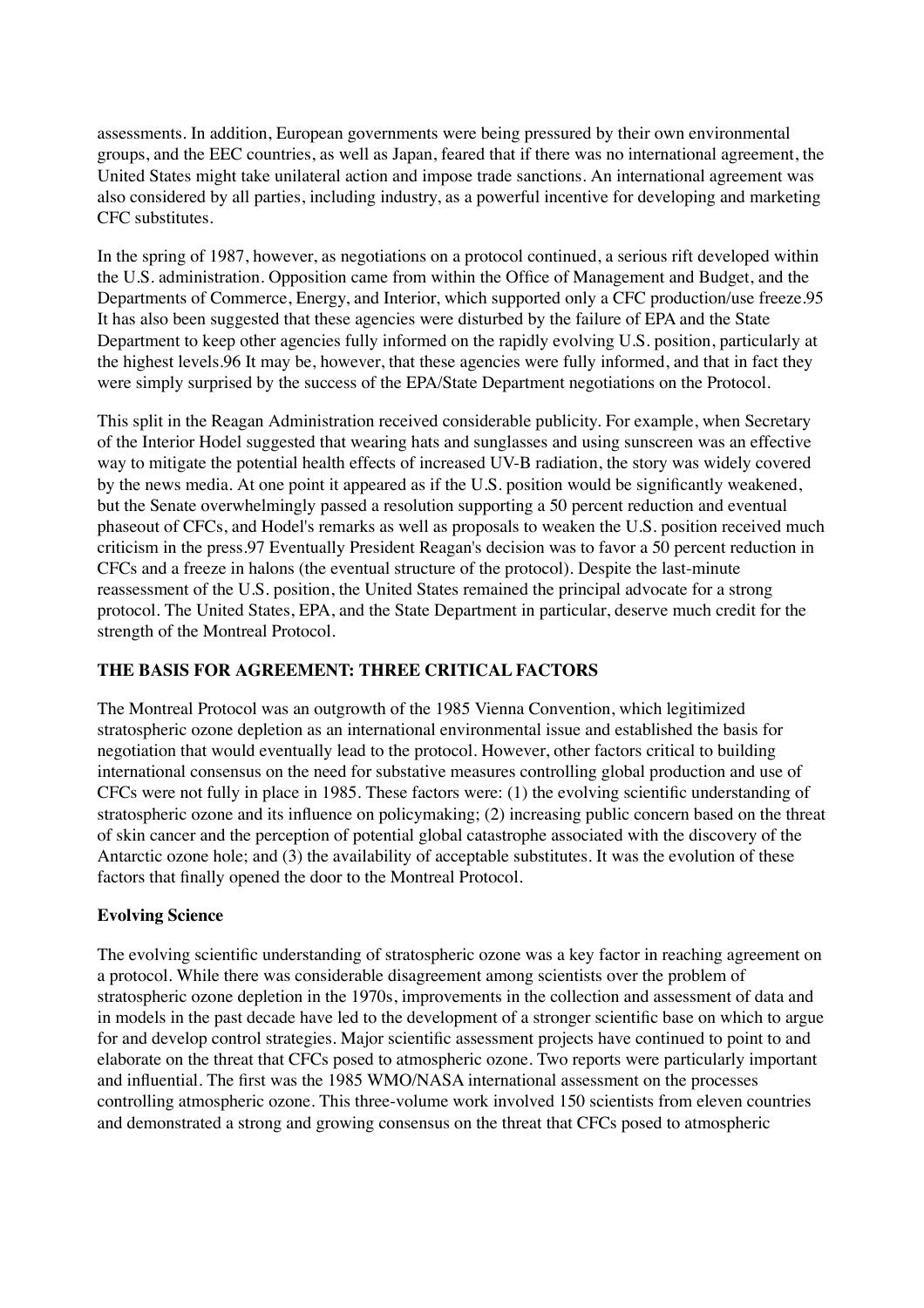assessments. In addition, European governments were being pressured by their own environmental groups, and the EEC countries, as well as Japan, feared that if there was no international agreement, the United States might take unilateral action and impose trade sanctions. An international agreement was also considered by all parties, including industry, as a powerful incentive for developing and marketing CFC substitutes.

In the spring of 1987, however, as negotiations on a protocol continued, a serious rift developed within the U.S. administration. Opposition came from within the Office of Management and Budget, and the Departments of Commerce, Energy, and Interior, which supported only a CFC production/use freeze.95 It has also been suggested that these agencies were disturbed by the failure of EPA and the State Department to keep other agencies fully informed on the rapidly evolving U.S. position, particularly at the highest levels.96 It may be, however, that these agencies were fully informed, and that in fact they were simply surprised by the success of the EPA/State Department negotiations on the Protocol.

This split in the Reagan Administration received considerable publicity. For example, when Secretary of the Interior Hodel suggested that wearing hats and sunglasses and using sunscreen was an effective way to mitigate the potential health effects of increased UV-B radiation, the story was widely covered by the news media. At one point it appeared as if the U.S. position would be significantly weakened, but the Senate overwhelmingly passed a resolution supporting a 50 percent reduction and eventual phaseout of CFCs, and Hodel's remarks as well as proposals to weaken the U.S. position received much criticism in the press.97 Eventually President Reagan's decision was to favor a 50 percent reduction in CFCs and a freeze in halons (the eventual structure of the protocol). Despite the last-minute reassessment of the U.S. position, the United States remained the principal advocate for a strong protocol. The United States, EPA, and the State Department in particular, deserve much credit for the strength of the Montreal Protocol.

## THE BASIS FOR AGREEMENT: THREE CRITICAL FACTORS

The Montreal Protocol was an outgrowth of the 1985 Vienna Convention, which legitimized stratospheric ozone depletion as an international environmental issue and established the basis for negotiation that would eventually lead to the protocol. However, other factors critical to building international consensus on the need for substative measures controlling global production and use of CFCs were not fully in place in 1985. These factors were: (1) the evolving scientific understanding of stratospheric ozone and its influence on policymaking; (2) increasing public concern based on the threat of skin cancer and the perception of potential global catastrophe associated with the discovery of the Antarctic ozone hole; and (3) the availability of acceptable substitutes. It was the evolution of these factors that finally opened the door to the Montreal Protocol.

### Evolving Science

The evolving scientific understanding of stratospheric ozone was a key factor in reaching agreement on a protocol. While there was considerable disagreement among scientists over the problem of stratospheric ozone depletion in the 1970s, improvements in the collection and assessment of data and in models in the past decade have led to the development of a stronger scientific base on which to argue for and develop control strategies. Major scientific assessment projects have continued to point to and elaborate on the threat that CFCs posed to atmospheric ozone. Two reports were particularly important and influential. The first was the 1985 WMO/NASA international assessment on the processes controlling atmospheric ozone. This three-volume work involved 150 scientists from eleven countries and demonstrated a strong and growing consensus on the threat that CFCs posed to atmospheric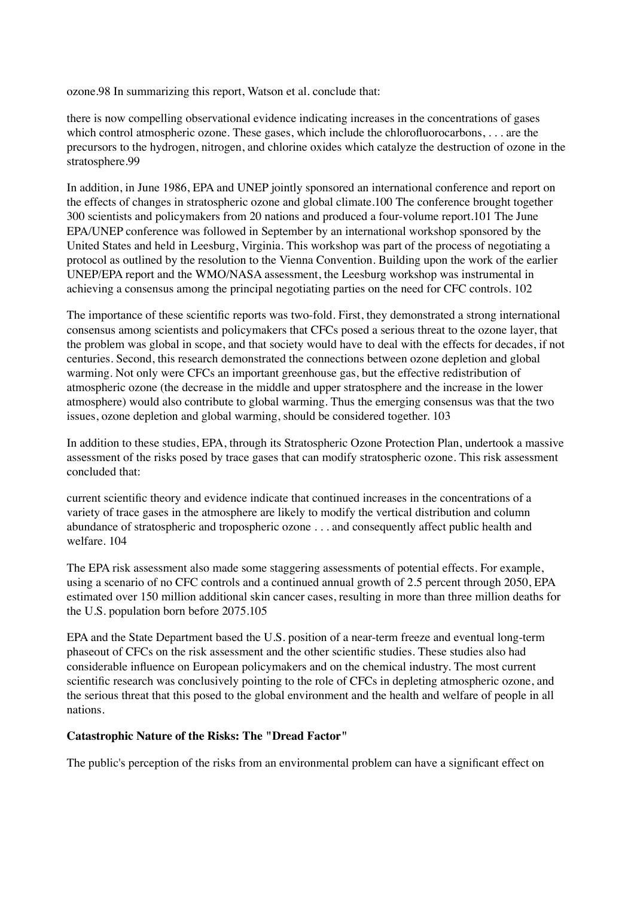ozone.[98] In summarizing this report, Watson et al. conclude that:

there is now compelling observational evidence indicating increases in the concentrations of gases which control atmospheric ozone. These gases, which include the chlorofluorocarbons, . . . are the precursors to the hydrogen, nitrogen, and chlorine oxides which catalyze the destruction of ozone in the stratosphere.[99]

In addition, in June 1986, EPA and UNEP jointly sponsored an international conference and report on the effects of changes in stratospheric ozone and global climate.[100] The conference brought together 300 scientists and policymakers from 20 nations and produced a four-volume report.[101] The June EPA/UNEP conference was followed in September by an international workshop sponsored by the United States and held in Leesburg, Virginia. This workshop was part of the process of negotiating a protocol as outlined by the resolution to the Vienna Convention. Building upon the work of the earlier UNEP/EPA report and the WMO/NASA assessment, the Leesburg workshop was instrumental in achieving a consensus among the principal negotiating parties on the need for CFC controls. [102]

The importance of these scientific reports was two-fold. First, they demonstrated a strong international consensus among scientists and policymakers that CFCs posed a serious threat to the ozone layer, that the problem was global in scope, and that society would have to deal with the effects for decades, if not centuries. Second, this research demonstrated the connections between ozone depletion and global warming. Not only were CFCs an important greenhouse gas, but the effective redistribution of atmospheric ozone (the decrease in the middle and upper stratosphere and the increase in the lower atmosphere) would also contribute to global warming. Thus the emerging consensus was that the two issues, ozone depletion and global warming, should be considered together. [103]

In addition to these studies, EPA, through its Stratospheric Ozone Protection Plan, undertook a massive assessment of the risks posed by trace gases that can modify stratospheric ozone. This risk assessment concluded that:

current scientific theory and evidence indicate that continued increases in the concentrations of a variety of trace gases in the atmosphere are likely to modify the vertical distribution and column abundance of stratospheric and tropospheric ozone . . . and consequently affect public health and welfare. [104]

The EPA risk assessment also made some staggering assessments of potential effects. For example, using a scenario of no CFC controls and a continued annual growth of 2.5 percent through 2050, EPA estimated over 150 million additional skin cancer cases, resulting in more than three million deaths for the U.S. population born before 2075.[105]

EPA and the State Department based the U.S. position of a near-term freeze and eventual long-term phaseout of CFCs on the risk assessment and the other scientific studies. These studies also had considerable influence on European policymakers and on the chemical industry. The most current scientific research was conclusively pointing to the role of CFCs in depleting atmospheric ozone, and the serious threat that this posed to the global environment and the health and welfare of people in all nations.

**Catastrophic Nature of the Risks: The "Dread Factor"**

The public's perception of the risks from an environmental problem can have a significant effect on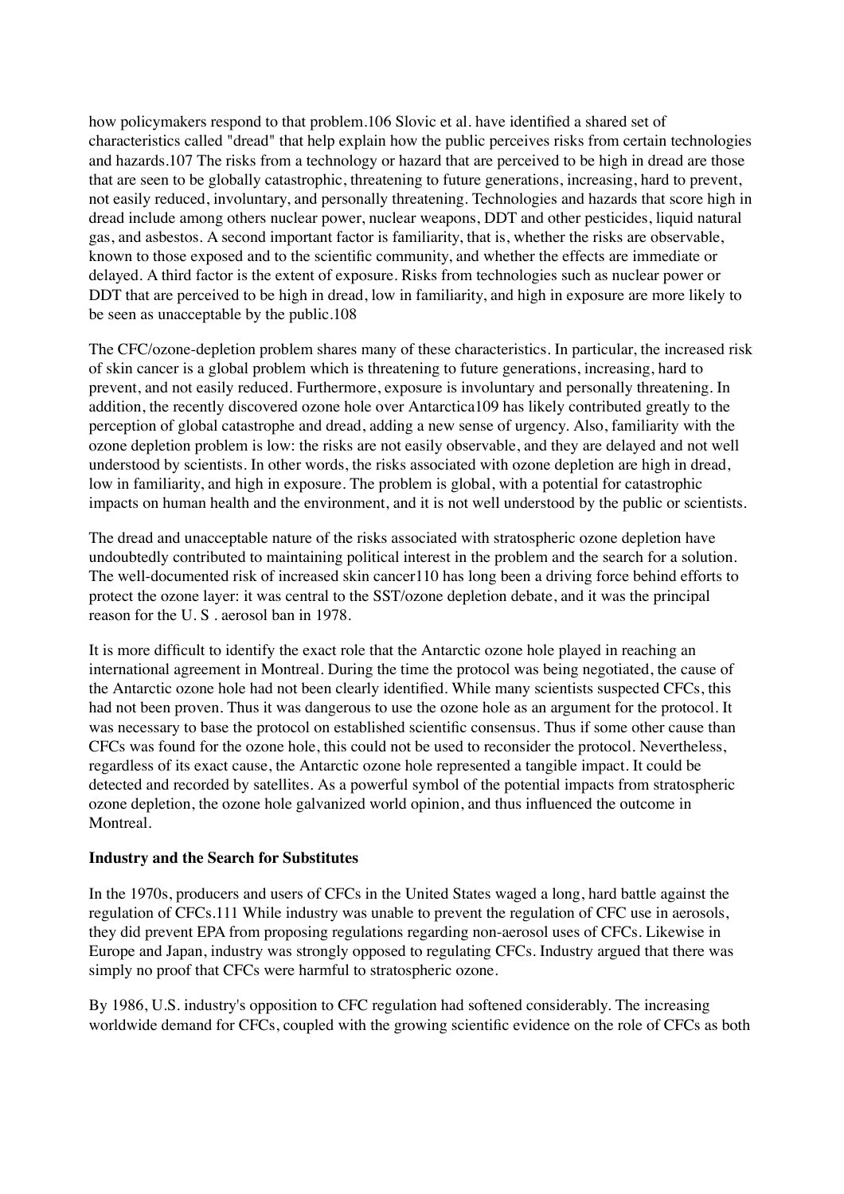how policymakers respond to that problem.[106] Slovic et al. have identified a shared set of characteristics called "dread" that help explain how the public perceives risks from certain technologies and hazards.[107] The risks from a technology or hazard that are perceived to be high in dread are those that are seen to be globally catastrophic, threatening to future generations, increasing, hard to prevent, not easily reduced, involuntary, and personally threatening. Technologies and hazards that score high in dread include among others nuclear power, nuclear weapons, DDT and other pesticides, liquid natural gas, and asbestos. A second important factor is familiarity, that is, whether the risks are observable, known to those exposed and to the scientific community, and whether the effects are immediate or delayed. A third factor is the extent of exposure. Risks from technologies such as nuclear power or DDT that are perceived to be high in dread, low in familiarity, and high in exposure are more likely to be seen as unacceptable by the public.[108]

The CFC/ozone-depletion problem shares many of these characteristics. In particular, the increased risk of skin cancer is a global problem which is threatening to future generations, increasing, hard to prevent, and not easily reduced. Furthermore, exposure is involuntary and personally threatening. In addition, the recently discovered ozone hole over Antarctica[109] has likely contributed greatly to the perception of global catastrophe and dread, adding a new sense of urgency. Also, familiarity with the ozone depletion problem is low: the risks are not easily observable, and they are delayed and not well understood by scientists. In other words, the risks associated with ozone depletion are high in dread, low in familiarity, and high in exposure. The problem is global, with a potential for catastrophic impacts on human health and the environment, and it is not well understood by the public or scientists.

The dread and unacceptable nature of the risks associated with stratospheric ozone depletion have undoubtedly contributed to maintaining political interest in the problem and the search for a solution. The well-documented risk of increased skin cancer[110] has long been a driving force behind efforts to protect the ozone layer: it was central to the SST/ozone depletion debate, and it was the principal reason for the U. S . aerosol ban in 1978.

It is more difficult to identify the exact role that the Antarctic ozone hole played in reaching an international agreement in Montreal. During the time the protocol was being negotiated, the cause of the Antarctic ozone hole had not been clearly identified. While many scientists suspected CFCs, this had not been proven. Thus it was dangerous to use the ozone hole as an argument for the protocol. It was necessary to base the protocol on established scientific consensus. Thus if some other cause than CFCs was found for the ozone hole, this could not be used to reconsider the protocol. Nevertheless, regardless of its exact cause, the Antarctic ozone hole represented a tangible impact. It could be detected and recorded by satellites. As a powerful symbol of the potential impacts from stratospheric ozone depletion, the ozone hole galvanized world opinion, and thus influenced the outcome in Montreal.

**Industry and the Search for Substitutes**

In the 1970s, producers and users of CFCs in the United States waged a long, hard battle against the regulation of CFCs.[111] While industry was unable to prevent the regulation of CFC use in aerosols, they did prevent EPA from proposing regulations regarding non-aerosol uses of CFCs. Likewise in Europe and Japan, industry was strongly opposed to regulating CFCs. Industry argued that there was simply no proof that CFCs were harmful to stratospheric ozone.

By 1986, U.S. industry's opposition to CFC regulation had softened considerably. The increasing worldwide demand for CFCs, coupled with the growing scientific evidence on the role of CFCs as both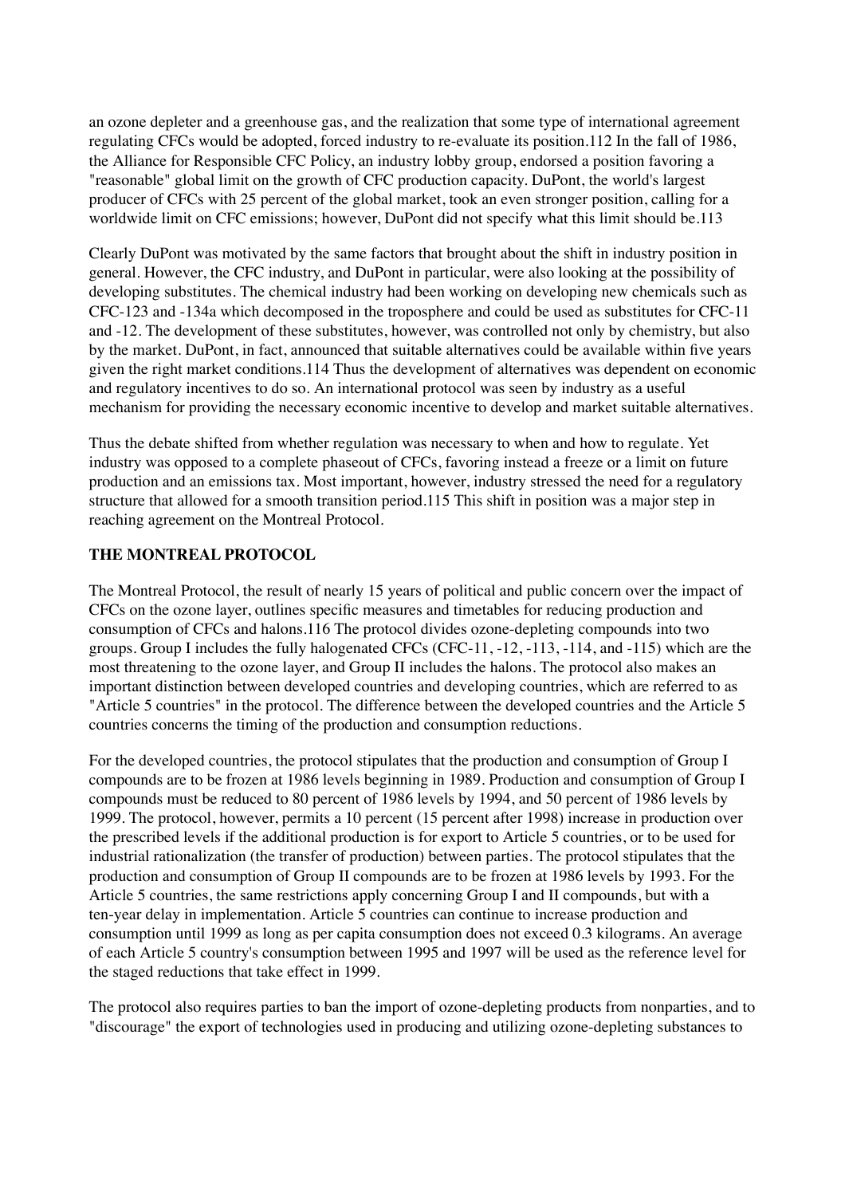an ozone depleter and a greenhouse gas, and the realization that some type of international agreement regulating CFCs would be adopted, forced industry to re-evaluate its position.[112] In the fall of 1986, the Alliance for Responsible CFC Policy, an industry lobby group, endorsed a position favoring a "reasonable" global limit on the growth of CFC production capacity. DuPont, the world's largest producer of CFCs with 25 percent of the global market, took an even stronger position, calling for a worldwide limit on CFC emissions; however, DuPont did not specify what this limit should be.[113]

Clearly DuPont was motivated by the same factors that brought about the shift in industry position in general. However, the CFC industry, and DuPont in particular, were also looking at the possibility of developing substitutes. The chemical industry had been working on developing new chemicals such as CFC-123 and -134a which decomposed in the troposphere and could be used as substitutes for CFC-11 and -12. The development of these substitutes, however, was controlled not only by chemistry, but also by the market. DuPont, in fact, announced that suitable alternatives could be available within five years given the right market conditions.[114] Thus the development of alternatives was dependent on economic and regulatory incentives to do so. An international protocol was seen by industry as a useful mechanism for providing the necessary economic incentive to develop and market suitable alternatives.

Thus the debate shifted from whether regulation was necessary to when and how to regulate. Yet industry was opposed to a complete phaseout of CFCs, favoring instead a freeze or a limit on future production and an emissions tax. Most important, however, industry stressed the need for a regulatory structure that allowed for a smooth transition period.[115] This shift in position was a major step in reaching agreement on the Montreal Protocol.

**THE MONTREAL PROTOCOL**

The Montreal Protocol, the result of nearly 15 years of political and public concern over the impact of CFCs on the ozone layer, outlines specific measures and timetables for reducing production and consumption of CFCs and halons.[116] The protocol divides ozone-depleting compounds into two groups. Group I includes the fully halogenated CFCs (CFC-11, -12, -113, -114, and -115) which are the most threatening to the ozone layer, and Group II includes the halons. The protocol also makes an important distinction between developed countries and developing countries, which are referred to as "Article 5 countries" in the protocol. The difference between the developed countries and the Article 5 countries concerns the timing of the production and consumption reductions.

For the developed countries, the protocol stipulates that the production and consumption of Group I compounds are to be frozen at 1986 levels beginning in 1989. Production and consumption of Group I compounds must be reduced to 80 percent of 1986 levels by 1994, and 50 percent of 1986 levels by 1999. The protocol, however, permits a 10 percent (15 percent after 1998) increase in production over the prescribed levels if the additional production is for export to Article 5 countries, or to be used for industrial rationalization (the transfer of production) between parties. The protocol stipulates that the production and consumption of Group II compounds are to be frozen at 1986 levels by 1993. For the Article 5 countries, the same restrictions apply concerning Group I and II compounds, but with a ten-year delay in implementation. Article 5 countries can continue to increase production and consumption until 1999 as long as per capita consumption does not exceed 0.3 kilograms. An average of each Article 5 country's consumption between 1995 and 1997 will be used as the reference level for the staged reductions that take effect in 1999.

The protocol also requires parties to ban the import of ozone-depleting products from nonparties, and to "discourage" the export of technologies used in producing and utilizing ozone-depleting substances to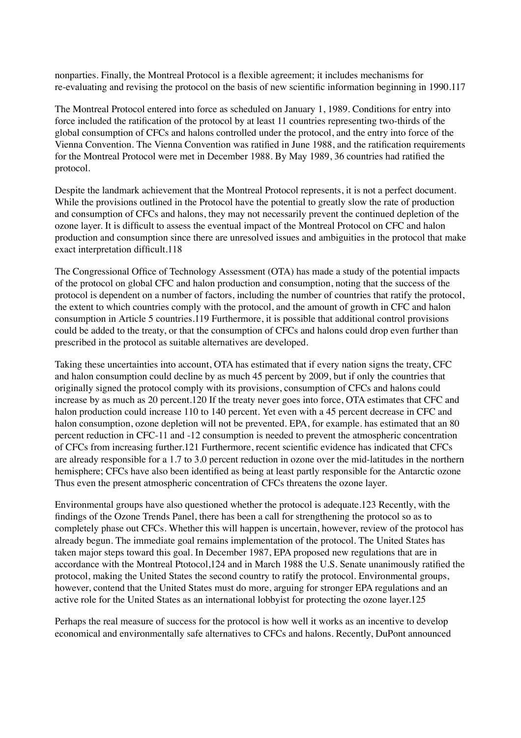nonparties. Finally, the Montreal Protocol is a flexible agreement; it includes mechanisms for re-evaluating and revising the protocol on the basis of new scientific information beginning in 1990.117

The Montreal Protocol entered into force as scheduled on January 1, 1989. Conditions for entry into force included the ratification of the protocol by at least 11 countries representing two-thirds of the global consumption of CFCs and halons controlled under the protocol, and the entry into force of the Vienna Convention. The Vienna Convention was ratified in June 1988, and the ratification requirements for the Montreal Protocol were met in December 1988. By May 1989, 36 countries had ratified the protocol.

Despite the landmark achievement that the Montreal Protocol represents, it is not a perfect document. While the provisions outlined in the Protocol have the potential to greatly slow the rate of production and consumption of CFCs and halons, they may not necessarily prevent the continued depletion of the ozone layer. It is difficult to assess the eventual impact of the Montreal Protocol on CFC and halon production and consumption since there are unresolved issues and ambiguities in the protocol that make exact interpretation difficult.118

The Congressional Office of Technology Assessment (OTA) has made a study of the potential impacts of the protocol on global CFC and halon production and consumption, noting that the success of the protocol is dependent on a number of factors, including the number of countries that ratify the protocol, the extent to which countries comply with the protocol, and the amount of growth in CFC and halon consumption in Article 5 countries.119 Furthermore, it is possible that additional control provisions could be added to the treaty, or that the consumption of CFCs and halons could drop even further than prescribed in the protocol as suitable alternatives are developed.

Taking these uncertainties into account, OTA has estimated that if every nation signs the treaty, CFC and halon consumption could decline by as much 45 percent by 2009, but if only the countries that originally signed the protocol comply with its provisions, consumption of CFCs and halons could increase by as much as 20 percent.120 If the treaty never goes into force, OTA estimates that CFC and halon production could increase 110 to 140 percent. Yet even with a 45 percent decrease in CFC and halon consumption, ozone depletion will not be prevented. EPA, for example. has estimated that an 80 percent reduction in CFC-11 and -12 consumption is needed to prevent the atmospheric concentration of CFCs from increasing further.121 Furthermore, recent scientific evidence has indicated that CFCs are already responsible for a 1.7 to 3.0 percent reduction in ozone over the mid-latitudes in the northern hemisphere; CFCs have also been identified as being at least partly responsible for the Antarctic ozone Thus even the present atmospheric concentration of CFCs threatens the ozone layer.

Environmental groups have also questioned whether the protocol is adequate.123 Recently, with the findings of the Ozone Trends Panel, there has been a call for strengthening the protocol so as to completely phase out CFCs. Whether this will happen is uncertain, however, review of the protocol has already begun. The immediate goal remains implementation of the protocol. The United States has taken major steps toward this goal. In December 1987, EPA proposed new regulations that are in accordance with the Montreal Ptotocol,124 and in March 1988 the U.S. Senate unanimously ratified the protocol, making the United States the second country to ratify the protocol. Environmental groups, however, contend that the United States must do more, arguing for stronger EPA regulations and an active role for the United States as an international lobbyist for protecting the ozone layer.125

Perhaps the real measure of success for the protocol is how well it works as an incentive to develop economical and environmentally safe alternatives to CFCs and halons. Recently, DuPont announced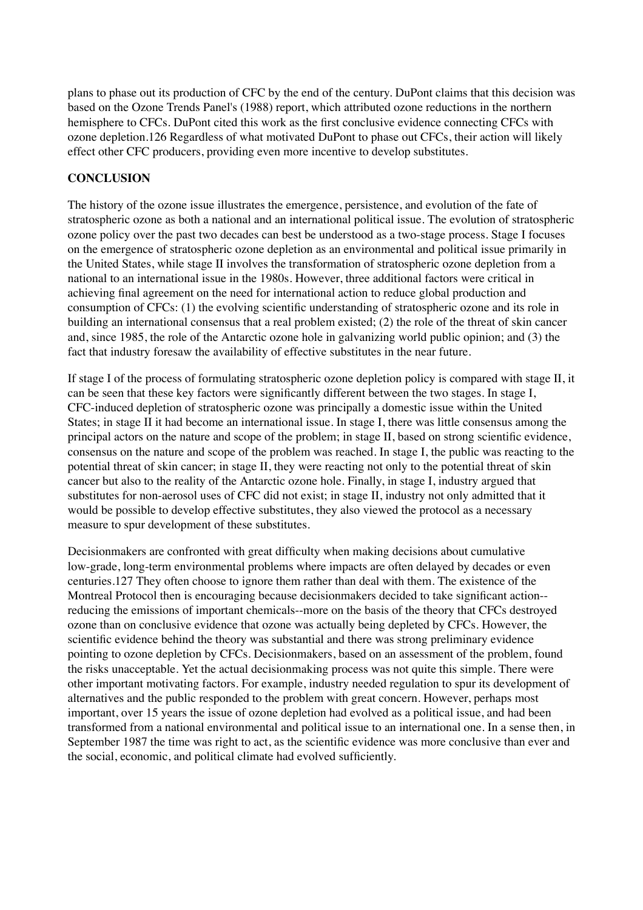plans to phase out its production of CFC by the end of the century. DuPont claims that this decision was based on the Ozone Trends Panel's (1988) report, which attributed ozone reductions in the northern hemisphere to CFCs. DuPont cited this work as the first conclusive evidence connecting CFCs with ozone depletion.126 Regardless of what motivated DuPont to phase out CFCs, their action will likely effect other CFC producers, providing even more incentive to develop substitutes.

## CONCLUSION

The history of the ozone issue illustrates the emergence, persistence, and evolution of the fate of stratospheric ozone as both a national and an international political issue. The evolution of stratospheric ozone policy over the past two decades can best be understood as a two-stage process. Stage I focuses on the emergence of stratospheric ozone depletion as an environmental and political issue primarily in the United States, while stage II involves the transformation of stratospheric ozone depletion from a national to an international issue in the 1980s. However, three additional factors were critical in achieving final agreement on the need for international action to reduce global production and consumption of CFCs: (1) the evolving scientific understanding of stratospheric ozone and its role in building an international consensus that a real problem existed; (2) the role of the threat of skin cancer and, since 1985, the role of the Antarctic ozone hole in galvanizing world public opinion; and (3) the fact that industry foresaw the availability of effective substitutes in the near future.

If stage I of the process of formulating stratospheric ozone depletion policy is compared with stage II, it can be seen that these key factors were significantly different between the two stages. In stage I, CFC-induced depletion of stratospheric ozone was principally a domestic issue within the United States; in stage II it had become an international issue. In stage I, there was little consensus among the principal actors on the nature and scope of the problem; in stage II, based on strong scientific evidence, consensus on the nature and scope of the problem was reached. In stage I, the public was reacting to the potential threat of skin cancer; in stage II, they were reacting not only to the potential threat of skin cancer but also to the reality of the Antarctic ozone hole. Finally, in stage I, industry argued that substitutes for non-aerosol uses of CFC did not exist; in stage II, industry not only admitted that it would be possible to develop effective substitutes, they also viewed the protocol as a necessary measure to spur development of these substitutes.

Decisionmakers are confronted with great difficulty when making decisions about cumulative low-grade, long-term environmental problems where impacts are often delayed by decades or even centuries.127 They often choose to ignore them rather than deal with them. The existence of the Montreal Protocol then is encouraging because decisionmakers decided to take significant action--reducing the emissions of important chemicals--more on the basis of the theory that CFCs destroyed ozone than on conclusive evidence that ozone was actually being depleted by CFCs. However, the scientific evidence behind the theory was substantial and there was strong preliminary evidence pointing to ozone depletion by CFCs. Decisionmakers, based on an assessment of the problem, found the risks unacceptable. Yet the actual decisionmaking process was not quite this simple. There were other important motivating factors. For example, industry needed regulation to spur its development of alternatives and the public responded to the problem with great concern. However, perhaps most important, over 15 years the issue of ozone depletion had evolved as a political issue, and had been transformed from a national environmental and political issue to an international one. In a sense then, in September 1987 the time was right to act, as the scientific evidence was more conclusive than ever and the social, economic, and political climate had evolved sufficiently.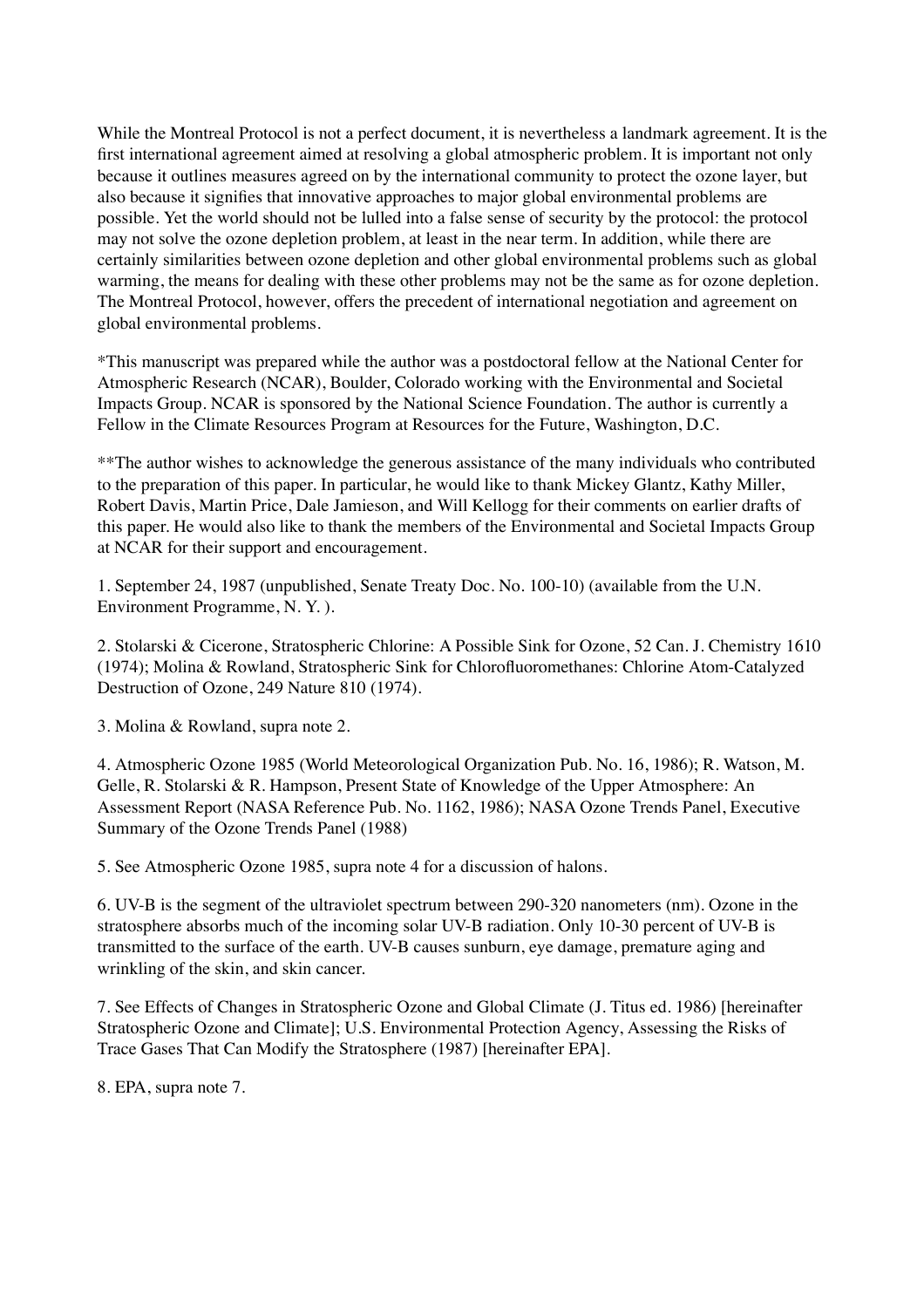While the Montreal Protocol is not a perfect document, it is nevertheless a landmark agreement. It is the first international agreement aimed at resolving a global atmospheric problem. It is important not only because it outlines measures agreed on by the international community to protect the ozone layer, but also because it signifies that innovative approaches to major global environmental problems are possible. Yet the world should not be lulled into a false sense of security by the protocol: the protocol may not solve the ozone depletion problem, at least in the near term. In addition, while there are certainly similarities between ozone depletion and other global environmental problems such as global warming, the means for dealing with these other problems may not be the same as for ozone depletion. The Montreal Protocol, however, offers the precedent of international negotiation and agreement on global environmental problems.

*This manuscript was prepared while the author was a postdoctoral fellow at the National Center for Atmospheric Research (NCAR), Boulder, Colorado working with the Environmental and Societal Impacts Group. NCAR is sponsored by the National Science Foundation. The author is currently a Fellow in the Climate Resources Program at Resources for the Future, Washington, D.C.

**The author wishes to acknowledge the generous assistance of the many individuals who contributed to the preparation of this paper. In particular, he would like to thank Mickey Glantz, Kathy Miller, Robert Davis, Martin Price, Dale Jamieson, and Will Kellogg for their comments on earlier drafts of this paper. He would also like to thank the members of the Environmental and Societal Impacts Group at NCAR for their support and encouragement.

1. September 24, 1987 (unpublished, Senate Treaty Doc. No. 100-10) (available from the U.N. Environment Programme, N. Y. ).

2. Stolarski & Cicerone, Stratospheric Chlorine: A Possible Sink for Ozone, 52 Can. J. Chemistry 1610 (1974); Molina & Rowland, Stratospheric Sink for Chlorofluoromethanes: Chlorine Atom-Catalyzed Destruction of Ozone, 249 Nature 810 (1974).

3. Molina & Rowland, supra note 2.

4. Atmospheric Ozone 1985 (World Meteorological Organization Pub. No. 16, 1986); R. Watson, M. Gelle, R. Stolarski & R. Hampson, Present State of Knowledge of the Upper Atmosphere: An Assessment Report (NASA Reference Pub. No. 1162, 1986); NASA Ozone Trends Panel, Executive Summary of the Ozone Trends Panel (1988)

5. See Atmospheric Ozone 1985, supra note 4 for a discussion of halons.

6. UV-B is the segment of the ultraviolet spectrum between 290-320 nanometers (nm). Ozone in the stratosphere absorbs much of the incoming solar UV-B radiation. Only 10-30 percent of UV-B is transmitted to the surface of the earth. UV-B causes sunburn, eye damage, premature aging and wrinkling of the skin, and skin cancer.

7. See Effects of Changes in Stratospheric Ozone and Global Climate (J. Titus ed. 1986) [hereinafter Stratospheric Ozone and Climate]; U.S. Environmental Protection Agency, Assessing the Risks of Trace Gases That Can Modify the Stratosphere (1987) [hereinafter EPA].

8. EPA, supra note 7.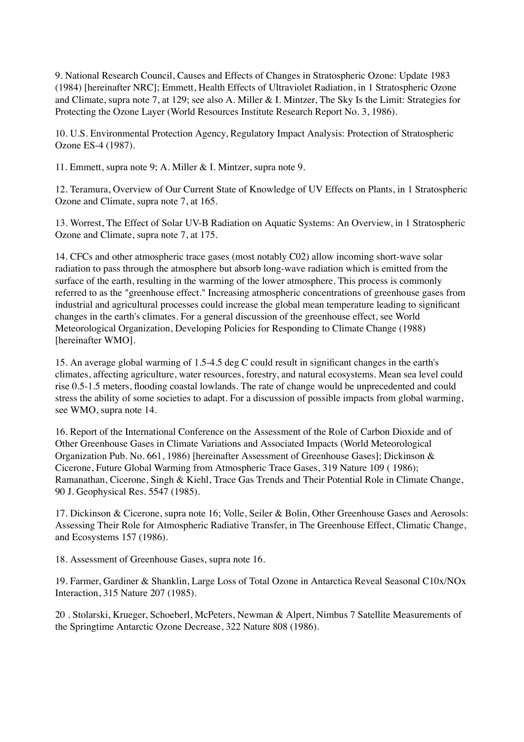9. National Research Council, Causes and Effects of Changes in Stratospheric Ozone: Update 1983 (1984) [hereinafter NRC]; Emmett, Health Effects of Ultraviolet Radiation, in 1 Stratospheric Ozone and Climate, supra note 7, at 129; see also A. Miller & I. Mintzer, The Sky Is the Limit: Strategies for Protecting the Ozone Layer (World Resources Institute Research Report No. 3, 1986).

10. U.S. Environmental Protection Agency, Regulatory Impact Analysis: Protection of Stratospheric Ozone ES-4 (1987).

11. Emmett, supra note 9; A. Miller & I. Mintzer, supra note 9.

12. Teramura, Overview of Our Current State of Knowledge of UV Effects on Plants, in 1 Stratospheric Ozone and Climate, supra note 7, at 165.

13. Worrest, The Effect of Solar UV-B Radiation on Aquatic Systems: An Overview, in 1 Stratospheric Ozone and Climate, supra note 7, at 175.

14. CFCs and other atmospheric trace gases (most notably C02) allow incoming short-wave solar radiation to pass through the atmosphere but absorb long-wave radiation which is emitted from the surface of the earth, resulting in the warming of the lower atmosphere. This process is commonly referred to as the "greenhouse effect." Increasing atmospheric concentrations of greenhouse gases from industrial and agricultural processes could increase the global mean temperature leading to significant changes in the earth's climates. For a general discussion of the greenhouse effect, see World Meteorological Organization, Developing Policies for Responding to Climate Change (1988) [hereinafter WMO].

15. An average global warming of 1.5-4.5 deg C could result in significant changes in the earth's climates, affecting agriculture, water resources, forestry, and natural ecosystems. Mean sea level could rise 0.5-1.5 meters, flooding coastal lowlands. The rate of change would be unprecedented and could stress the ability of some societies to adapt. For a discussion of possible impacts from global warming, see WMO, supra note 14.

16. Report of the International Conference on the Assessment of the Role of Carbon Dioxide and of Other Greenhouse Gases in Climate Variations and Associated Impacts (World Meteorological Organization Pub. No. 661, 1986) [hereinafter Assessment of Greenhouse Gases]; Dickinson & Cicerone, Future Global Warming from Atmospheric Trace Gases, 319 Nature 109 ( 1986); Ramanathan, Cicerone, Singh & Kiehl, Trace Gas Trends and Their Potential Role in Climate Change, 90 J. Geophysical Res. 5547 (1985).

17. Dickinson & Cicerone, supra note 16; Volle, Seiler & Bolin, Other Greenhouse Gases and Aerosols: Assessing Their Role for Atmospheric Radiative Transfer, in The Greenhouse Effect, Climatic Change, and Ecosystems 157 (1986).

18. Assessment of Greenhouse Gases, supra note 16.

19. Farmer, Gardiner & Shanklin, Large Loss of Total Ozone in Antarctica Reveal Seasonal C10x/NOx Interaction, 315 Nature 207 (1985).

20 . Stolarski, Krueger, Schoeberl, McPeters, Newman & Alpert, Nimbus 7 Satellite Measurements of the Springtime Antarctic Ozone Decrease, 322 Nature 808 (1986).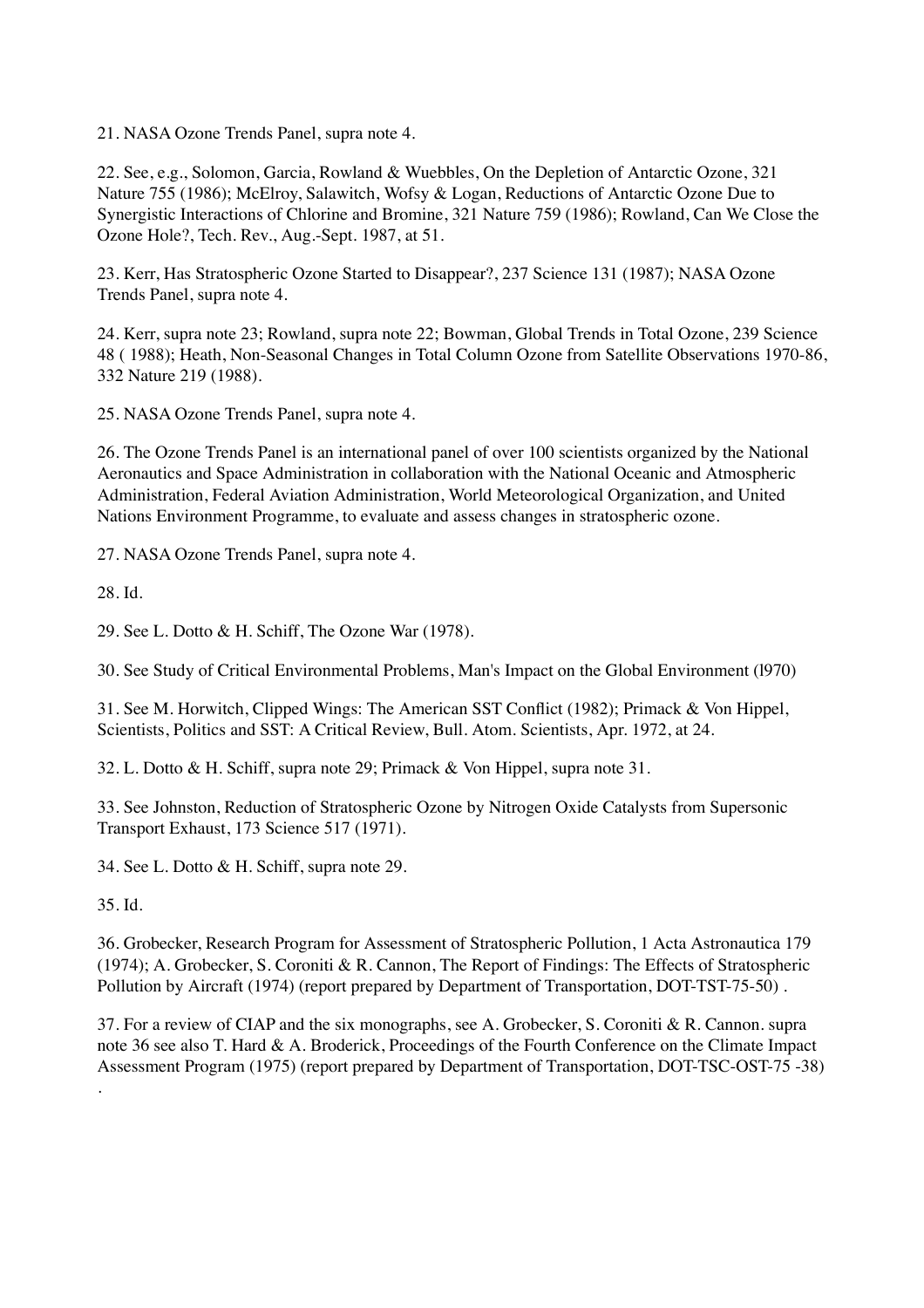21. NASA Ozone Trends Panel, supra note 4.

22. See, e.g., Solomon, Garcia, Rowland & Wuebbles, On the Depletion of Antarctic Ozone, 321 Nature 755 (1986); McElroy, Salawitch, Wofsy & Logan, Reductions of Antarctic Ozone Due to Synergistic Interactions of Chlorine and Bromine, 321 Nature 759 (1986); Rowland, Can We Close the Ozone Hole?, Tech. Rev., Aug.-Sept. 1987, at 51.

23. Kerr, Has Stratospheric Ozone Started to Disappear?, 237 Science 131 (1987); NASA Ozone Trends Panel, supra note 4.

24. Kerr, supra note 23; Rowland, supra note 22; Bowman, Global Trends in Total Ozone, 239 Science 48 ( 1988); Heath, Non-Seasonal Changes in Total Column Ozone from Satellite Observations 1970-86, 332 Nature 219 (1988).

25. NASA Ozone Trends Panel, supra note 4.

26. The Ozone Trends Panel is an international panel of over 100 scientists organized by the National Aeronautics and Space Administration in collaboration with the National Oceanic and Atmospheric Administration, Federal Aviation Administration, World Meteorological Organization, and United Nations Environment Programme, to evaluate and assess changes in stratospheric ozone.

27. NASA Ozone Trends Panel, supra note 4.

28. Id.

29. See L. Dotto & H. Schiff, The Ozone War (1978).

30. See Study of Critical Environmental Problems, Man's Impact on the Global Environment (l970)

31. See M. Horwitch, Clipped Wings: The American SST Conflict (1982); Primack & Von Hippel, Scientists, Politics and SST: A Critical Review, Bull. Atom. Scientists, Apr. 1972, at 24.

32. L. Dotto & H. Schiff, supra note 29; Primack & Von Hippel, supra note 31.

33. See Johnston, Reduction of Stratospheric Ozone by Nitrogen Oxide Catalysts from Supersonic Transport Exhaust, 173 Science 517 (1971).

34. See L. Dotto & H. Schiff, supra note 29.

35. Id.

36. Grobecker, Research Program for Assessment of Stratospheric Pollution, 1 Acta Astronautica 179 (1974); A. Grobecker, S. Coroniti & R. Cannon, The Report of Findings: The Effects of Stratospheric Pollution by Aircraft (1974) (report prepared by Department of Transportation, DOT-TST-75-50) .

37. For a review of CIAP and the six monographs, see A. Grobecker, S. Coroniti & R. Cannon. supra note 36 see also T. Hard & A. Broderick, Proceedings of the Fourth Conference on the Climate Impact Assessment Program (1975) (report prepared by Department of Transportation, DOT-TSC-OST-75 -38) .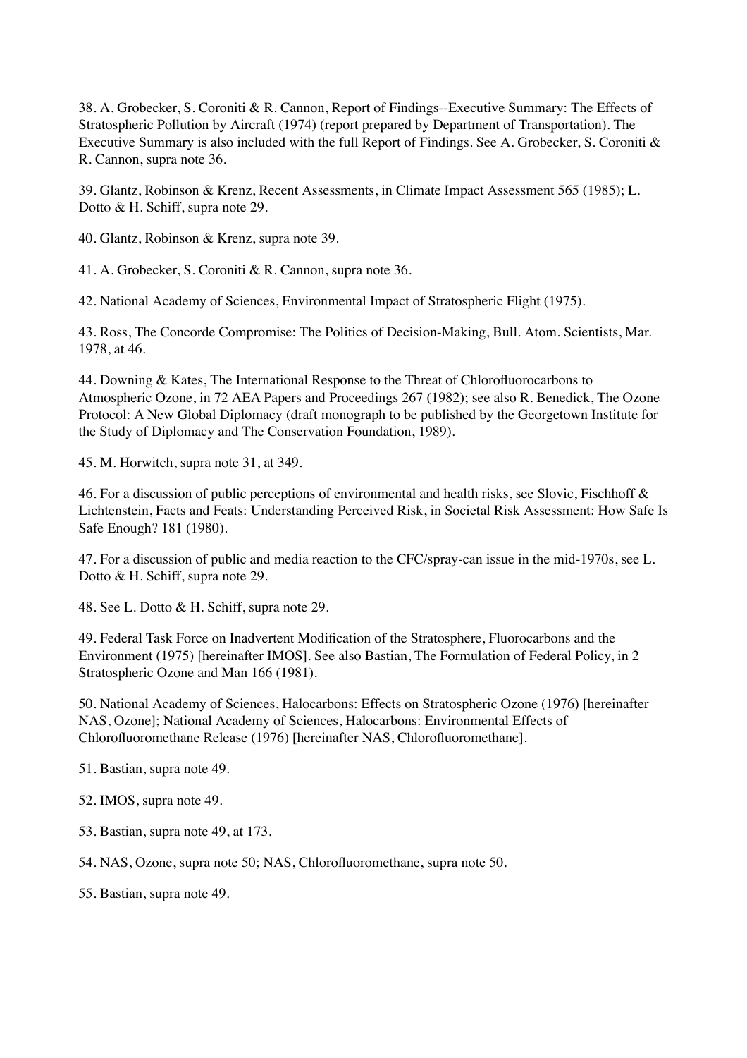38. A. Grobecker, S. Coroniti & R. Cannon, Report of Findings--Executive Summary: The Effects of Stratospheric Pollution by Aircraft (1974) (report prepared by Department of Transportation). The Executive Summary is also included with the full Report of Findings. See A. Grobecker, S. Coroniti & R. Cannon, supra note 36.

39. Glantz, Robinson & Krenz, Recent Assessments, in Climate Impact Assessment 565 (1985); L. Dotto & H. Schiff, supra note 29.

40. Glantz, Robinson & Krenz, supra note 39.

41. A. Grobecker, S. Coroniti & R. Cannon, supra note 36.

42. National Academy of Sciences, Environmental Impact of Stratospheric Flight (1975).

43. Ross, The Concorde Compromise: The Politics of Decision-Making, Bull. Atom. Scientists, Mar. 1978, at 46.

44. Downing & Kates, The International Response to the Threat of Chlorofluorocarbons to Atmospheric Ozone, in 72 AEA Papers and Proceedings 267 (1982); see also R. Benedick, The Ozone Protocol: A New Global Diplomacy (draft monograph to be published by the Georgetown Institute for the Study of Diplomacy and The Conservation Foundation, 1989).

45. M. Horwitch, supra note 31, at 349.

46. For a discussion of public perceptions of environmental and health risks, see Slovic, Fischhoff & Lichtenstein, Facts and Feats: Understanding Perceived Risk, in Societal Risk Assessment: How Safe Is Safe Enough? 181 (1980).

47. For a discussion of public and media reaction to the CFC/spray-can issue in the mid-1970s, see L. Dotto & H. Schiff, supra note 29.

48. See L. Dotto & H. Schiff, supra note 29.

49. Federal Task Force on Inadvertent Modification of the Stratosphere, Fluorocarbons and the Environment (1975) [hereinafter IMOS]. See also Bastian, The Formulation of Federal Policy, in 2 Stratospheric Ozone and Man 166 (1981).

50. National Academy of Sciences, Halocarbons: Effects on Stratospheric Ozone (1976) [hereinafter NAS, Ozone]; National Academy of Sciences, Halocarbons: Environmental Effects of Chlorofluoromethane Release (1976) [hereinafter NAS, Chlorofluoromethane].

51. Bastian, supra note 49.

52. IMOS, supra note 49.

53. Bastian, supra note 49, at 173.

54. NAS, Ozone, supra note 50; NAS, Chlorofluoromethane, supra note 50.

55. Bastian, supra note 49.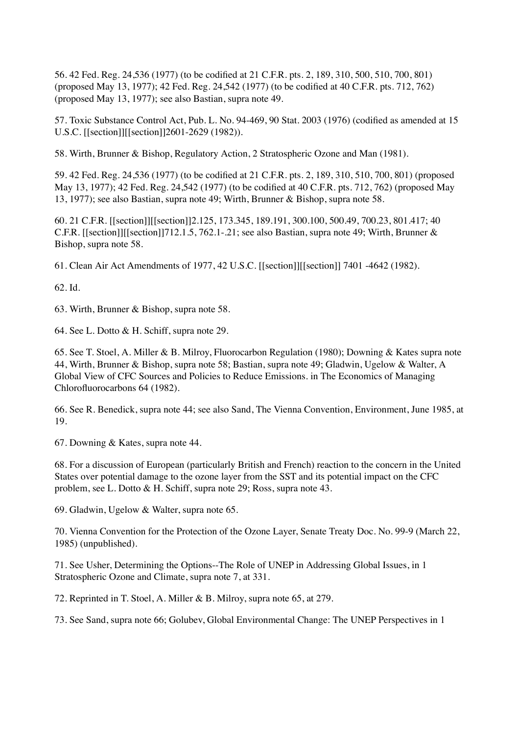56. 42 Fed. Reg. 24,536 (1977) (to be codified at 21 C.F.R. pts. 2, 189, 310, 500, 510, 700, 801) (proposed May 13, 1977); 42 Fed. Reg. 24,542 (1977) (to be codified at 40 C.F.R. pts. 712, 762) (proposed May 13, 1977); see also Bastian, supra note 49.

57. Toxic Substance Control Act, Pub. L. No. 94-469, 90 Stat. 2003 (1976) (codified as amended at 15 U.S.C. [[section]][[section]]2601-2629 (1982)).

58. Wirth, Brunner & Bishop, Regulatory Action, 2 Stratospheric Ozone and Man (1981).

59. 42 Fed. Reg. 24,536 (1977) (to be codified at 21 C.F.R. pts. 2, 189, 310, 510, 700, 801) (proposed May 13, 1977); 42 Fed. Reg. 24,542 (1977) (to be codified at 40 C.F.R. pts. 712, 762) (proposed May 13, 1977); see also Bastian, supra note 49; Wirth, Brunner & Bishop, supra note 58.

60. 21 C.F.R. [[section]][[section]]2.125, 173.345, 189.191, 300.100, 500.49, 700.23, 801.417; 40 C.F.R. [[section]][[section]]712.1.5, 762.1-.21; see also Bastian, supra note 49; Wirth, Brunner & Bishop, supra note 58.

61. Clean Air Act Amendments of 1977, 42 U.S.C. [[section]][[section]] 7401 -4642 (1982).

62. Id.

63. Wirth, Brunner & Bishop, supra note 58.

64. See L. Dotto & H. Schiff, supra note 29.

65. See T. Stoel, A. Miller & B. Milroy, Fluorocarbon Regulation (1980); Downing & Kates supra note 44, Wirth, Brunner & Bishop, supra note 58; Bastian, supra note 49; Gladwin, Ugelow & Walter, A Global View of CFC Sources and Policies to Reduce Emissions. in The Economics of Managing Chlorofluorocarbons 64 (1982).

66. See R. Benedick, supra note 44; see also Sand, The Vienna Convention, Environment, June 1985, at 19.

67. Downing & Kates, supra note 44.

68. For a discussion of European (particularly British and French) reaction to the concern in the United States over potential damage to the ozone layer from the SST and its potential impact on the CFC problem, see L. Dotto & H. Schiff, supra note 29; Ross, supra note 43.

69. Gladwin, Ugelow & Walter, supra note 65.

70. Vienna Convention for the Protection of the Ozone Layer, Senate Treaty Doc. No. 99-9 (March 22, 1985) (unpublished).

71. See Usher, Determining the Options--The Role of UNEP in Addressing Global Issues, in 1 Stratospheric Ozone and Climate, supra note 7, at 331.

72. Reprinted in T. Stoel, A. Miller & B. Milroy, supra note 65, at 279.

73. See Sand, supra note 66; Golubev, Global Environmental Change: The UNEP Perspectives in 1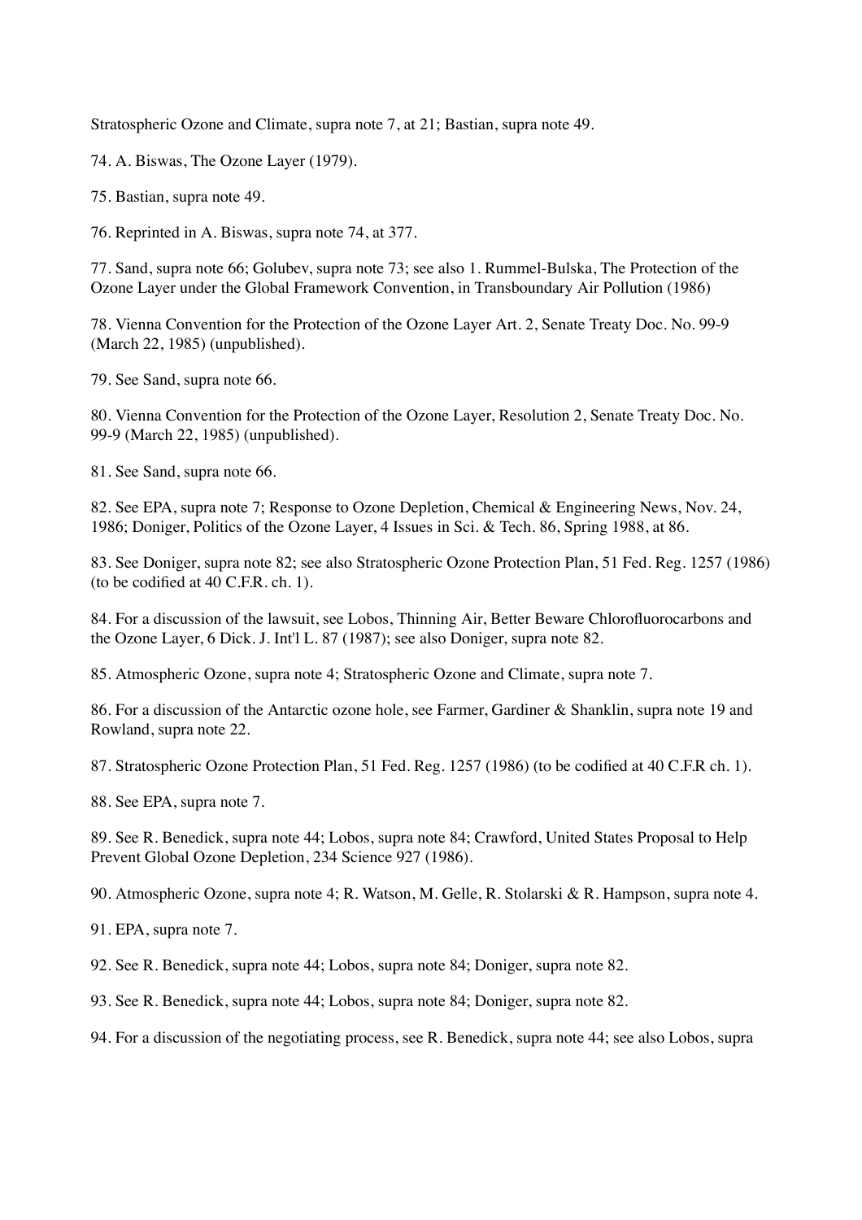Stratospheric Ozone and Climate, supra note 7, at 21; Bastian, supra note 49.

74. A. Biswas, The Ozone Layer (1979).

75. Bastian, supra note 49.

76. Reprinted in A. Biswas, supra note 74, at 377.

77. Sand, supra note 66; Golubev, supra note 73; see also 1. Rummel-Bulska, The Protection of the Ozone Layer under the Global Framework Convention, in Transboundary Air Pollution (1986)

78. Vienna Convention for the Protection of the Ozone Layer Art. 2, Senate Treaty Doc. No. 99-9 (March 22, 1985) (unpublished).

79. See Sand, supra note 66.

80. Vienna Convention for the Protection of the Ozone Layer, Resolution 2, Senate Treaty Doc. No. 99-9 (March 22, 1985) (unpublished).

81. See Sand, supra note 66.

82. See EPA, supra note 7; Response to Ozone Depletion, Chemical & Engineering News, Nov. 24, 1986; Doniger, Politics of the Ozone Layer, 4 Issues in Sci. & Tech. 86, Spring 1988, at 86.

83. See Doniger, supra note 82; see also Stratospheric Ozone Protection Plan, 51 Fed. Reg. 1257 (1986) (to be codified at 40 C.F.R. ch. 1).

84. For a discussion of the lawsuit, see Lobos, Thinning Air, Better Beware Chlorofluorocarbons and the Ozone Layer, 6 Dick. J. Int'l L. 87 (1987); see also Doniger, supra note 82.

85. Atmospheric Ozone, supra note 4; Stratospheric Ozone and Climate, supra note 7.

86. For a discussion of the Antarctic ozone hole, see Farmer, Gardiner & Shanklin, supra note 19 and Rowland, supra note 22.

87. Stratospheric Ozone Protection Plan, 51 Fed. Reg. 1257 (1986) (to be codified at 40 C.F.R ch. 1).

88. See EPA, supra note 7.

89. See R. Benedick, supra note 44; Lobos, supra note 84; Crawford, United States Proposal to Help Prevent Global Ozone Depletion, 234 Science 927 (1986).

90. Atmospheric Ozone, supra note 4; R. Watson, M. Gelle, R. Stolarski & R. Hampson, supra note 4.

91. EPA, supra note 7.

92. See R. Benedick, supra note 44; Lobos, supra note 84; Doniger, supra note 82.

93. See R. Benedick, supra note 44; Lobos, supra note 84; Doniger, supra note 82.

94. For a discussion of the negotiating process, see R. Benedick, supra note 44; see also Lobos, supra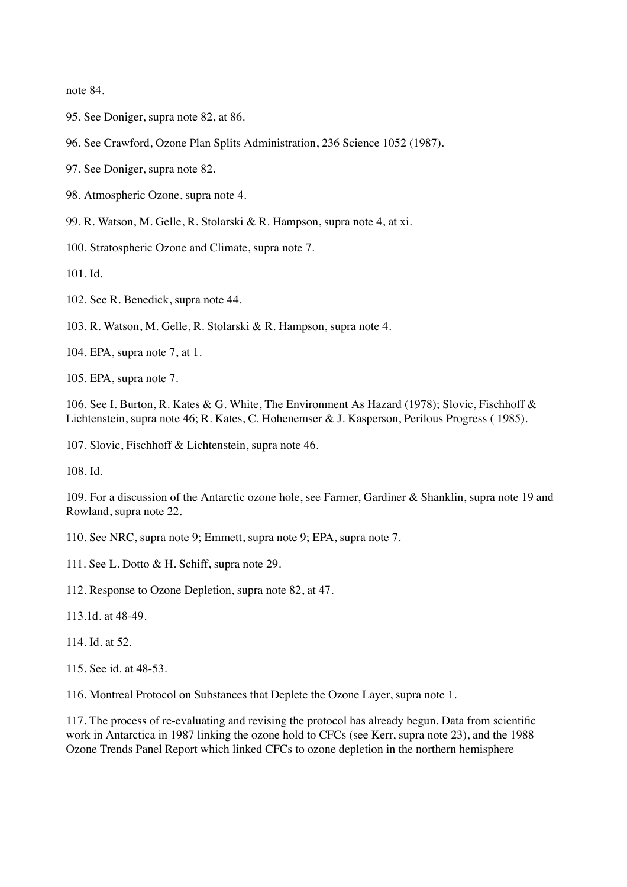note 84.

95. See Doniger, supra note 82, at 86.

96. See Crawford, Ozone Plan Splits Administration, 236 Science 1052 (1987).

97. See Doniger, supra note 82.

98. Atmospheric Ozone, supra note 4.

99. R. Watson, M. Gelle, R. Stolarski & R. Hampson, supra note 4, at xi.

100. Stratospheric Ozone and Climate, supra note 7.

101. Id.

102. See R. Benedick, supra note 44.

103. R. Watson, M. Gelle, R. Stolarski & R. Hampson, supra note 4.

104. EPA, supra note 7, at 1.

105. EPA, supra note 7.

106. See I. Burton, R. Kates & G. White, The Environment As Hazard (1978); Slovic, Fischhoff & Lichtenstein, supra note 46; R. Kates, C. Hohenemser & J. Kasperson, Perilous Progress ( 1985).

107. Slovic, Fischhoff & Lichtenstein, supra note 46.

108. Id.

109. For a discussion of the Antarctic ozone hole, see Farmer, Gardiner & Shanklin, supra note 19 and Rowland, supra note 22.

110. See NRC, supra note 9; Emmett, supra note 9; EPA, supra note 7.

111. See L. Dotto & H. Schiff, supra note 29.

112. Response to Ozone Depletion, supra note 82, at 47.

113.1d. at 48-49.

114. Id. at 52.

115. See id. at 48-53.

116. Montreal Protocol on Substances that Deplete the Ozone Layer, supra note 1.

117. The process of re-evaluating and revising the protocol has already begun. Data from scientific work in Antarctica in 1987 linking the ozone hold to CFCs (see Kerr, supra note 23), and the 1988 Ozone Trends Panel Report which linked CFCs to ozone depletion in the northern hemisphere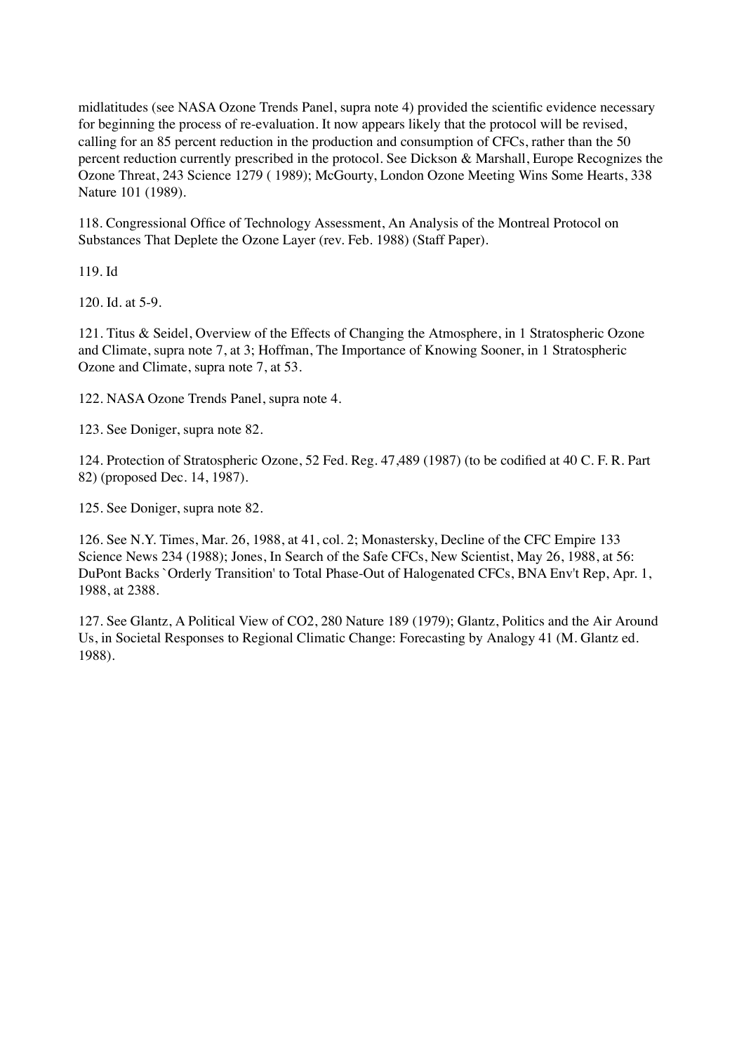midlatitudes (see NASA Ozone Trends Panel, supra note 4) provided the scientific evidence necessary for beginning the process of re-evaluation. It now appears likely that the protocol will be revised, calling for an 85 percent reduction in the production and consumption of CFCs, rather than the 50 percent reduction currently prescribed in the protocol. See Dickson & Marshall, Europe Recognizes the Ozone Threat, 243 Science 1279 ( 1989); McGourty, London Ozone Meeting Wins Some Hearts, 338 Nature 101 (1989).

118. Congressional Office of Technology Assessment, An Analysis of the Montreal Protocol on Substances That Deplete the Ozone Layer (rev. Feb. 1988) (Staff Paper).

119. Id

120. Id. at 5-9.

121. Titus & Seidel, Overview of the Effects of Changing the Atmosphere, in 1 Stratospheric Ozone and Climate, supra note 7, at 3; Hoffman, The Importance of Knowing Sooner, in 1 Stratospheric Ozone and Climate, supra note 7, at 53.

122. NASA Ozone Trends Panel, supra note 4.

123. See Doniger, supra note 82.

124. Protection of Stratospheric Ozone, 52 Fed. Reg. 47,489 (1987) (to be codified at 40 C. F. R. Part 82) (proposed Dec. 14, 1987).

125. See Doniger, supra note 82.

126. See N.Y. Times, Mar. 26, 1988, at 41, col. 2; Monastersky, Decline of the CFC Empire 133 Science News 234 (1988); Jones, In Search of the Safe CFCs, New Scientist, May 26, 1988, at 56: DuPont Backs `Orderly Transition' to Total Phase-Out of Halogenated CFCs, BNA Env't Rep, Apr. 1, 1988, at 2388.

127. See Glantz, A Political View of CO2, 280 Nature 189 (1979); Glantz, Politics and the Air Around Us, in Societal Responses to Regional Climatic Change: Forecasting by Analogy 41 (M. Glantz ed. 1988).